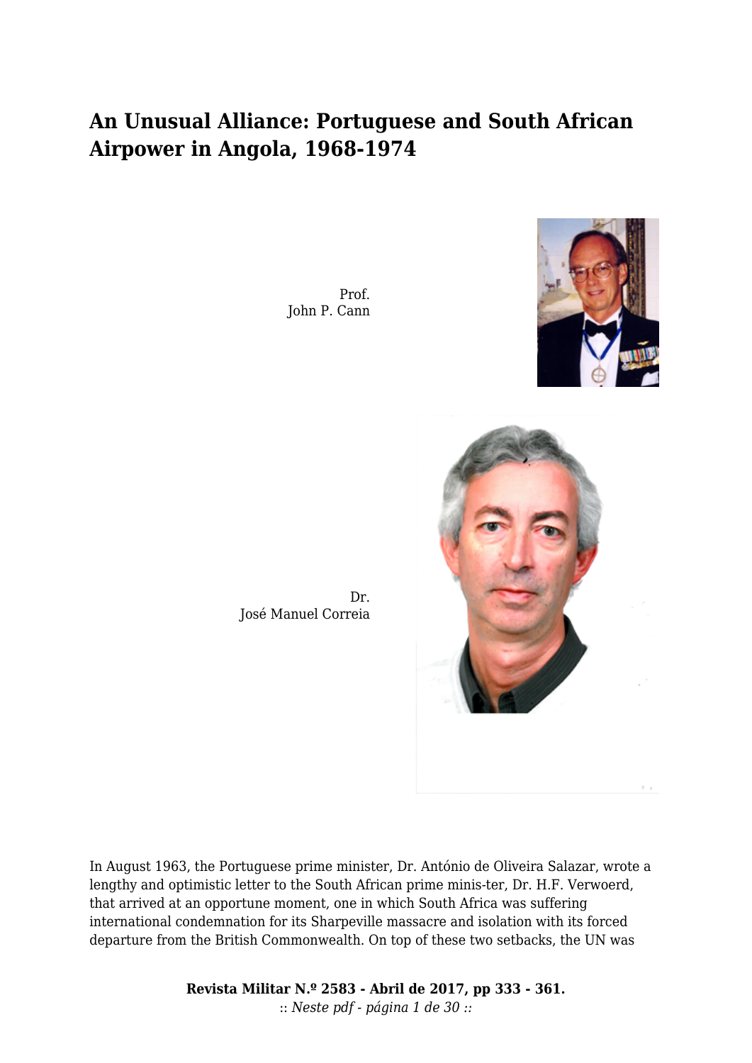# An Unusual Alliance: Portuguese and South African Airpower in Angola, 1968-1974

Prof.
John P. Cann

Dr.
José Manuel Correia

In August 1963, the Portuguese prime minister, Dr. António de Oliveira Salazar, wrote a lengthy and optimistic letter to the South African prime minis-ter, Dr. H.F. Verwoerd, that arrived at an opportune moment, one in which South Africa was suffering international condemnation for its Sharpeville massacre and isolation with its forced departure from the British Commonwealth. On top of these two setbacks, the UN was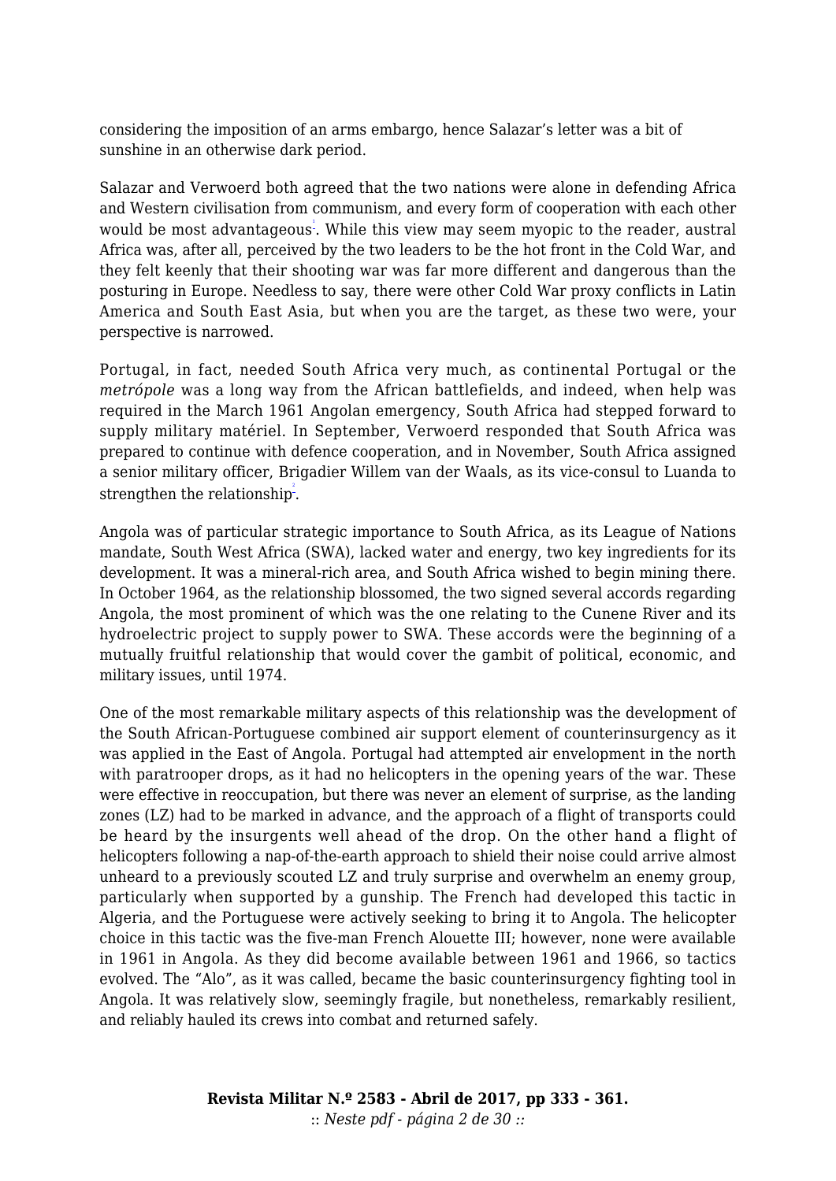considering the imposition of an arms embargo, hence Salazar's letter was a bit of sunshine in an otherwise dark period.

Salazar and Verwoerd both agreed that the two nations were alone in defending Africa and Western civilisation from communism, and every form of cooperation with each other would be most advantageous[1]. While this view may seem myopic to the reader, austral Africa was, after all, perceived by the two leaders to be the hot front in the Cold War, and they felt keenly that their shooting war was far more different and dangerous than the posturing in Europe. Needless to say, there were other Cold War proxy conflicts in Latin America and South East Asia, but when you are the target, as these two were, your perspective is narrowed.

Portugal, in fact, needed South Africa very much, as continental Portugal or the *metrópole* was a long way from the African battlefields, and indeed, when help was required in the March 1961 Angolan emergency, South Africa had stepped forward to supply military matériel. In September, Verwoerd responded that South Africa was prepared to continue with defence cooperation, and in November, South Africa assigned a senior military officer, Brigadier Willem van der Waals, as its vice-consul to Luanda to strengthen the relationship[2].

Angola was of particular strategic importance to South Africa, as its League of Nations mandate, South West Africa (SWA), lacked water and energy, two key ingredients for its development. It was a mineral-rich area, and South Africa wished to begin mining there. In October 1964, as the relationship blossomed, the two signed several accords regarding Angola, the most prominent of which was the one relating to the Cunene River and its hydroelectric project to supply power to SWA. These accords were the beginning of a mutually fruitful relationship that would cover the gambit of political, economic, and military issues, until 1974.

One of the most remarkable military aspects of this relationship was the development of the South African-Portuguese combined air support element of counterinsurgency as it was applied in the East of Angola. Portugal had attempted air envelopment in the north with paratrooper drops, as it had no helicopters in the opening years of the war. These were effective in reoccupation, but there was never an element of surprise, as the landing zones (LZ) had to be marked in advance, and the approach of a flight of transports could be heard by the insurgents well ahead of the drop. On the other hand a flight of helicopters following a nap-of-the-earth approach to shield their noise could arrive almost unheard to a previously scouted LZ and truly surprise and overwhelm an enemy group, particularly when supported by a gunship. The French had developed this tactic in Algeria, and the Portuguese were actively seeking to bring it to Angola. The helicopter choice in this tactic was the five-man French Alouette III; however, none were available in 1961 in Angola. As they did become available between 1961 and 1966, so tactics evolved. The "Alo", as it was called, became the basic counterinsurgency fighting tool in Angola. It was relatively slow, seemingly fragile, but nonetheless, remarkably resilient, and reliably hauled its crews into combat and returned safely.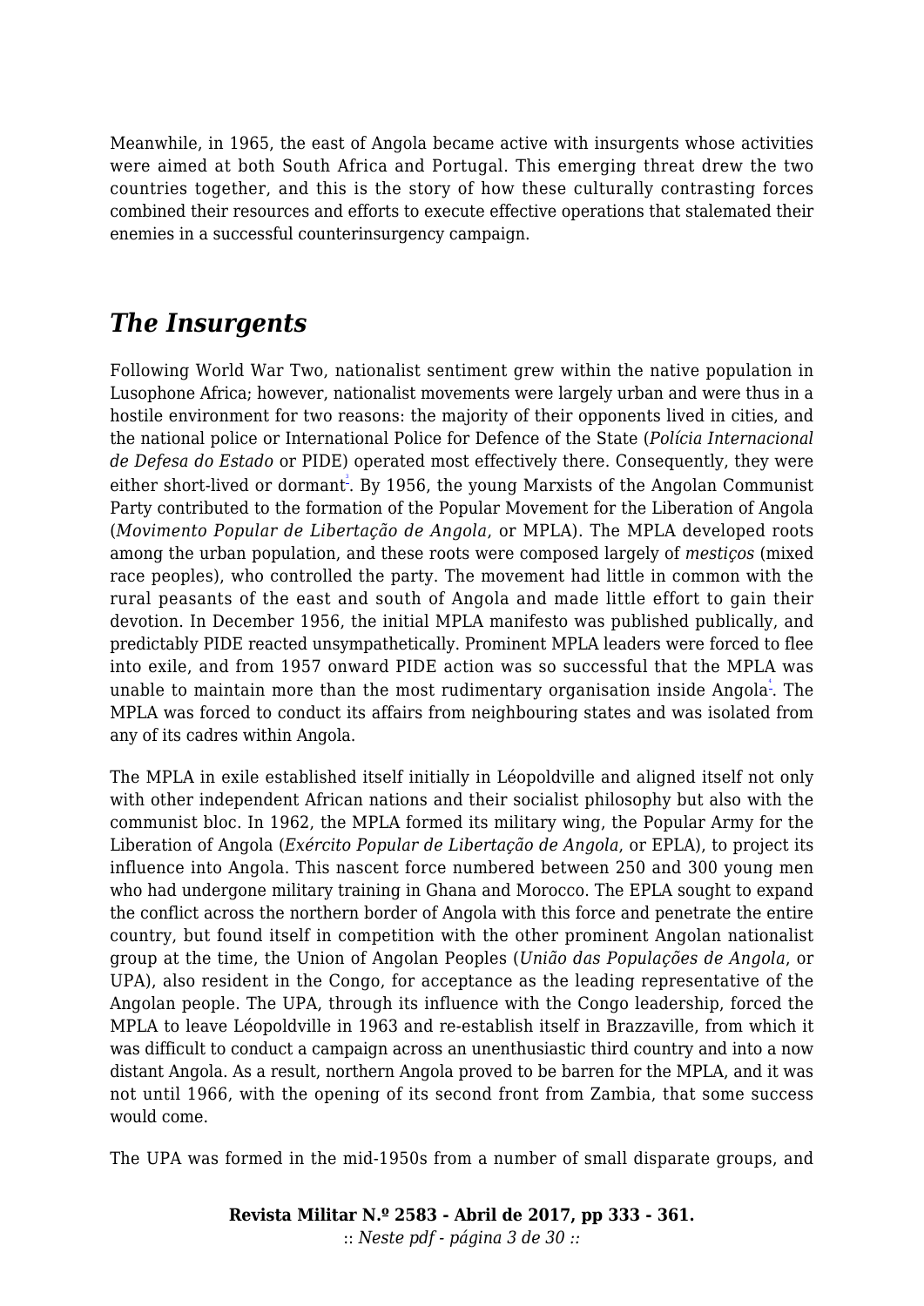Meanwhile, in 1965, the east of Angola became active with insurgents whose activities were aimed at both South Africa and Portugal. This emerging threat drew the two countries together, and this is the story of how these culturally contrasting forces combined their resources and efforts to execute effective operations that stalemated their enemies in a successful counterinsurgency campaign.

## *The Insurgents*

Following World War Two, nationalist sentiment grew within the native population in Lusophone Africa; however, nationalist movements were largely urban and were thus in a hostile environment for two reasons: the majority of their opponents lived in cities, and the national police or International Police for Defence of the State (*Polícia Internacional de Defesa do Estado* or PIDE) operated most effectively there. Consequently, they were either short-lived or dormant[3]. By 1956, the young Marxists of the Angolan Communist Party contributed to the formation of the Popular Movement for the Liberation of Angola (*Movimento Popular de Libertação de Angola*, or MPLA). The MPLA developed roots among the urban population, and these roots were composed largely of *mestiços* (mixed race peoples), who controlled the party. The movement had little in common with the rural peasants of the east and south of Angola and made little effort to gain their devotion. In December 1956, the initial MPLA manifesto was published publically, and predictably PIDE reacted unsympathetically. Prominent MPLA leaders were forced to flee into exile, and from 1957 onward PIDE action was so successful that the MPLA was unable to maintain more than the most rudimentary organisation inside Angola[4]. The MPLA was forced to conduct its affairs from neighbouring states and was isolated from any of its cadres within Angola.

The MPLA in exile established itself initially in Léopoldville and aligned itself not only with other independent African nations and their socialist philosophy but also with the communist bloc. In 1962, the MPLA formed its military wing, the Popular Army for the Liberation of Angola (*Exército Popular de Libertação de Angola*, or EPLA), to project its influence into Angola. This nascent force numbered between 250 and 300 young men who had undergone military training in Ghana and Morocco. The EPLA sought to expand the conflict across the northern border of Angola with this force and penetrate the entire country, but found itself in competition with the other prominent Angolan nationalist group at the time, the Union of Angolan Peoples (*União das Populações de Angola*, or UPA), also resident in the Congo, for acceptance as the leading representative of the Angolan people. The UPA, through its influence with the Congo leadership, forced the MPLA to leave Léopoldville in 1963 and re-establish itself in Brazzaville, from which it was difficult to conduct a campaign across an unenthusiastic third country and into a now distant Angola. As a result, northern Angola proved to be barren for the MPLA, and it was not until 1966, with the opening of its second front from Zambia, that some success would come.

The UPA was formed in the mid-1950s from a number of small disparate groups, and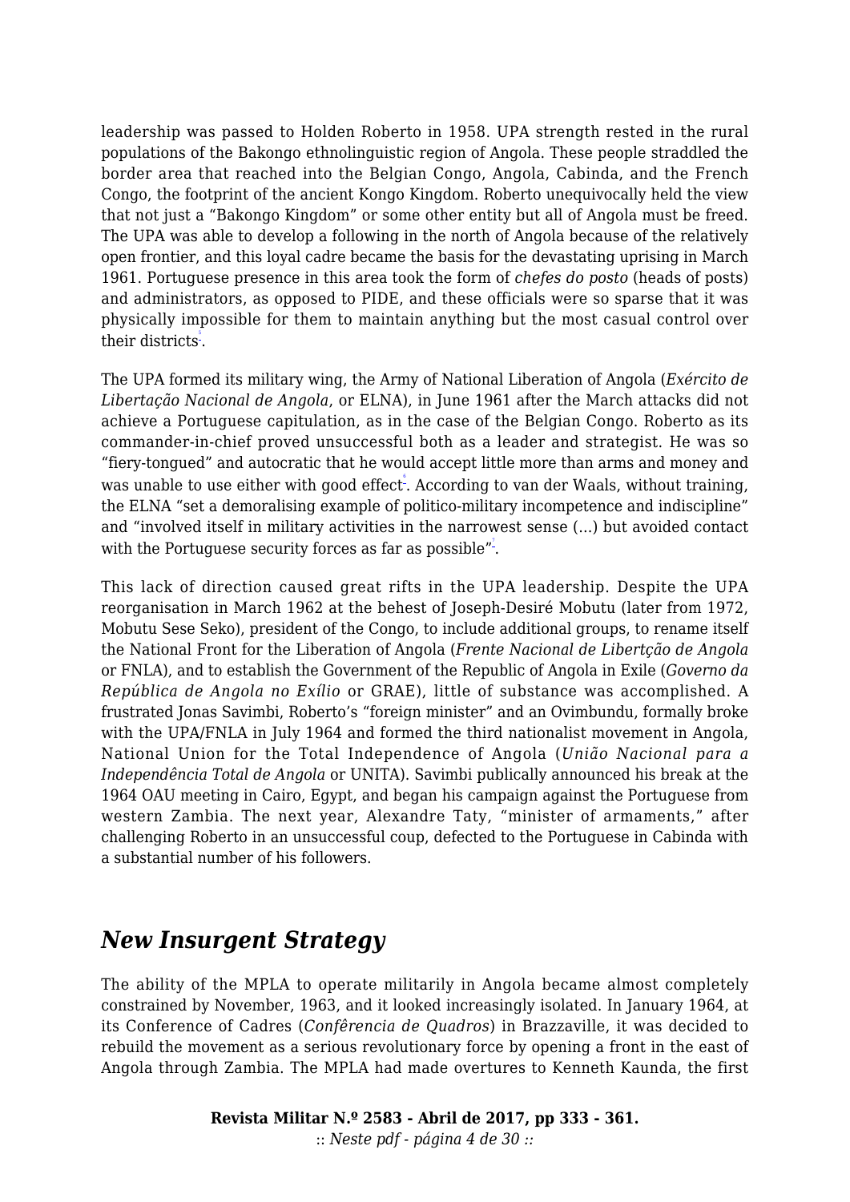leadership was passed to Holden Roberto in 1958. UPA strength rested in the rural populations of the Bakongo ethnolinguistic region of Angola. These people straddled the border area that reached into the Belgian Congo, Angola, Cabinda, and the French Congo, the footprint of the ancient Kongo Kingdom. Roberto unequivocally held the view that not just a "Bakongo Kingdom" or some other entity but all of Angola must be freed. The UPA was able to develop a following in the north of Angola because of the relatively open frontier, and this loyal cadre became the basis for the devastating uprising in March 1961. Portuguese presence in this area took the form of *chefes do posto* (heads of posts) and administrators, as opposed to PIDE, and these officials were so sparse that it was physically impossible for them to maintain anything but the most casual control over their districts[5].

The UPA formed its military wing, the Army of National Liberation of Angola (*Exército de Libertação Nacional de Angola*, or ELNA), in June 1961 after the March attacks did not achieve a Portuguese capitulation, as in the case of the Belgian Congo. Roberto as its commander-in-chief proved unsuccessful both as a leader and strategist. He was so "fiery-tongued" and autocratic that he would accept little more than arms and money and was unable to use either with good effect[6]. According to van der Waals, without training, the ELNA "set a demoralising example of politico-military incompetence and indiscipline" and "involved itself in military activities in the narrowest sense (...) but avoided contact with the Portuguese security forces as far as possible"[7].

This lack of direction caused great rifts in the UPA leadership. Despite the UPA reorganisation in March 1962 at the behest of Joseph-Desiré Mobutu (later from 1972, Mobutu Sese Seko), president of the Congo, to include additional groups, to rename itself the National Front for the Liberation of Angola (*Frente Nacional de Libertção de Angola* or FNLA), and to establish the Government of the Republic of Angola in Exile (*Governo da República de Angola no Exílio* or GRAE), little of substance was accomplished. A frustrated Jonas Savimbi, Roberto's "foreign minister" and an Ovimbundu, formally broke with the UPA/FNLA in July 1964 and formed the third nationalist movement in Angola, National Union for the Total Independence of Angola (*União Nacional para a Independência Total de Angola* or UNITA). Savimbi publically announced his break at the 1964 OAU meeting in Cairo, Egypt, and began his campaign against the Portuguese from western Zambia. The next year, Alexandre Taty, "minister of armaments," after challenging Roberto in an unsuccessful coup, defected to the Portuguese in Cabinda with a substantial number of his followers.

## *New Insurgent Strategy*

The ability of the MPLA to operate militarily in Angola became almost completely constrained by November, 1963, and it looked increasingly isolated. In January 1964, at its Conference of Cadres (*Confêrencia de Quadros*) in Brazzaville, it was decided to rebuild the movement as a serious revolutionary force by opening a front in the east of Angola through Zambia. The MPLA had made overtures to Kenneth Kaunda, the first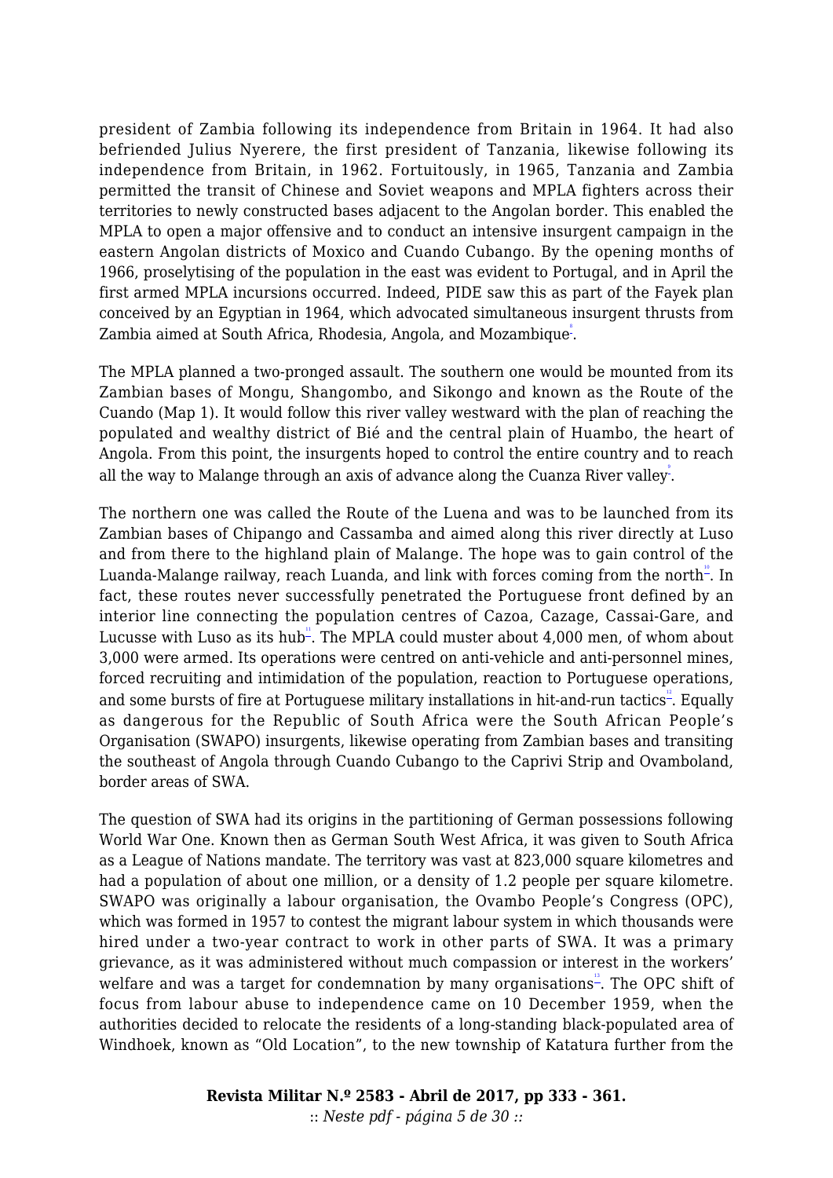president of Zambia following its independence from Britain in 1964. It had also befriended Julius Nyerere, the first president of Tanzania, likewise following its independence from Britain, in 1962. Fortuitously, in 1965, Tanzania and Zambia permitted the transit of Chinese and Soviet weapons and MPLA fighters across their territories to newly constructed bases adjacent to the Angolan border. This enabled the MPLA to open a major offensive and to conduct an intensive insurgent campaign in the eastern Angolan districts of Moxico and Cuando Cubango. By the opening months of 1966, proselytising of the population in the east was evident to Portugal, and in April the first armed MPLA incursions occurred. Indeed, PIDE saw this as part of the Fayek plan conceived by an Egyptian in 1964, which advocated simultaneous insurgent thrusts from Zambia aimed at South Africa, Rhodesia, Angola, and Mozambique[8].

The MPLA planned a two-pronged assault. The southern one would be mounted from its Zambian bases of Mongu, Shangombo, and Sikongo and known as the Route of the Cuando (Map 1). It would follow this river valley westward with the plan of reaching the populated and wealthy district of Bié and the central plain of Huambo, the heart of Angola. From this point, the insurgents hoped to control the entire country and to reach all the way to Malange through an axis of advance along the Cuanza River valley[9].

The northern one was called the Route of the Luena and was to be launched from its Zambian bases of Chipango and Cassamba and aimed along this river directly at Luso and from there to the highland plain of Malange. The hope was to gain control of the Luanda-Malange railway, reach Luanda, and link with forces coming from the north[10]. In fact, these routes never successfully penetrated the Portuguese front defined by an interior line connecting the population centres of Cazoa, Cazage, Cassai-Gare, and Lucusse with Luso as its hub[11]. The MPLA could muster about 4,000 men, of whom about 3,000 were armed. Its operations were centred on anti-vehicle and anti-personnel mines, forced recruiting and intimidation of the population, reaction to Portuguese operations, and some bursts of fire at Portuguese military installations in hit-and-run tactics[12]. Equally as dangerous for the Republic of South Africa were the South African People's Organisation (SWAPO) insurgents, likewise operating from Zambian bases and transiting the southeast of Angola through Cuando Cubango to the Caprivi Strip and Ovamboland, border areas of SWA.

The question of SWA had its origins in the partitioning of German possessions following World War One. Known then as German South West Africa, it was given to South Africa as a League of Nations mandate. The territory was vast at 823,000 square kilometres and had a population of about one million, or a density of 1.2 people per square kilometre. SWAPO was originally a labour organisation, the Ovambo People's Congress (OPC), which was formed in 1957 to contest the migrant labour system in which thousands were hired under a two-year contract to work in other parts of SWA. It was a primary grievance, as it was administered without much compassion or interest in the workers' welfare and was a target for condemnation by many organisations[13]. The OPC shift of focus from labour abuse to independence came on 10 December 1959, when the authorities decided to relocate the residents of a long-standing black-populated area of Windhoek, known as "Old Location", to the new township of Katatura further from the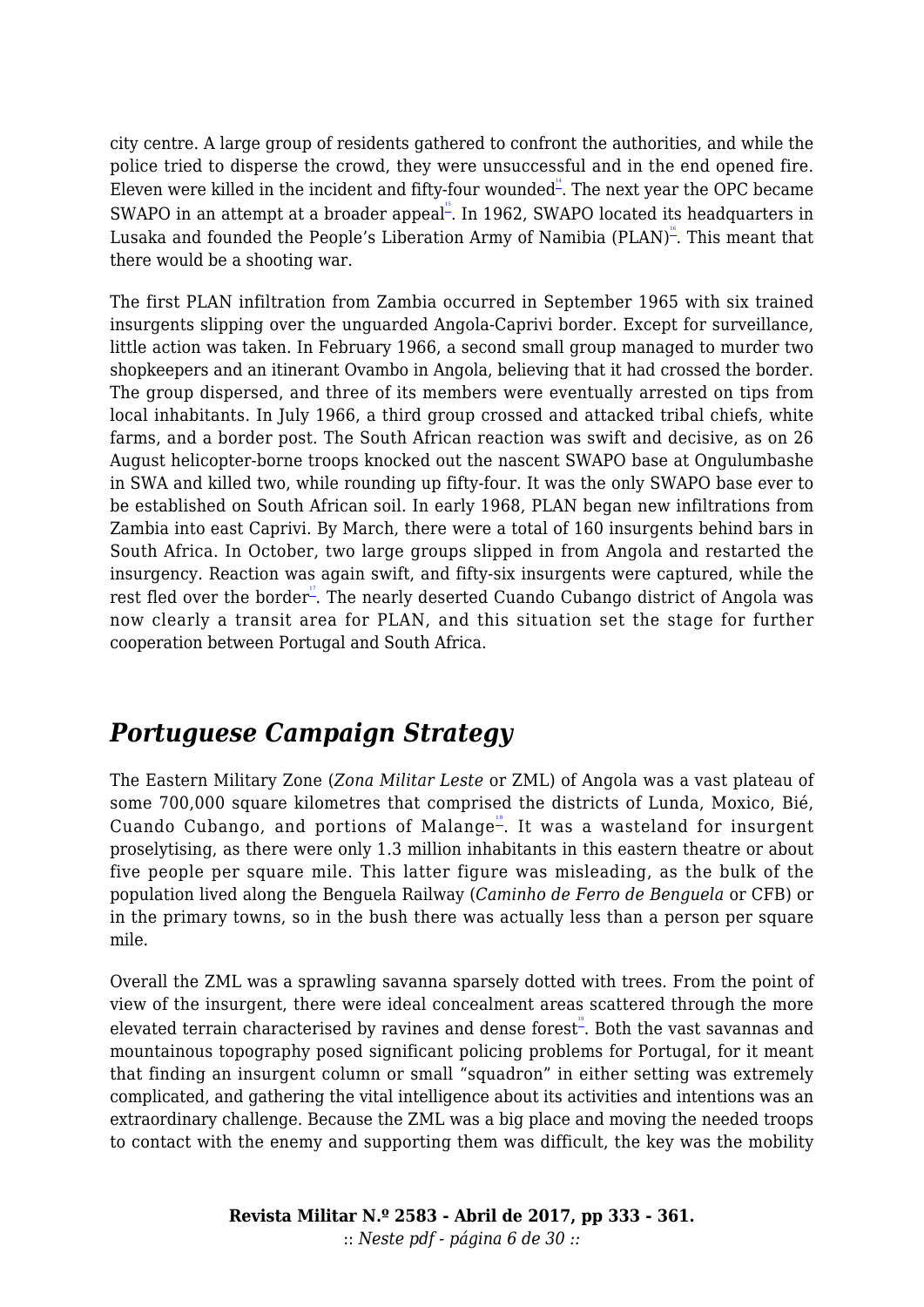city centre. A large group of residents gathered to confront the authorities, and while the police tried to disperse the crowd, they were unsuccessful and in the end opened fire. Eleven were killed in the incident and fifty-four wounded[14]. The next year the OPC became SWAPO in an attempt at a broader appeal[15]. In 1962, SWAPO located its headquarters in Lusaka and founded the People's Liberation Army of Namibia (PLAN)[16]. This meant that there would be a shooting war.

The first PLAN infiltration from Zambia occurred in September 1965 with six trained insurgents slipping over the unguarded Angola-Caprivi border. Except for surveillance, little action was taken. In February 1966, a second small group managed to murder two shopkeepers and an itinerant Ovambo in Angola, believing that it had crossed the border. The group dispersed, and three of its members were eventually arrested on tips from local inhabitants. In July 1966, a third group crossed and attacked tribal chiefs, white farms, and a border post. The South African reaction was swift and decisive, as on 26 August helicopter-borne troops knocked out the nascent SWAPO base at Ongulumbashe in SWA and killed two, while rounding up fifty-four. It was the only SWAPO base ever to be established on South African soil. In early 1968, PLAN began new infiltrations from Zambia into east Caprivi. By March, there were a total of 160 insurgents behind bars in South Africa. In October, two large groups slipped in from Angola and restarted the insurgency. Reaction was again swift, and fifty-six insurgents were captured, while the rest fled over the border[17]. The nearly deserted Cuando Cubango district of Angola was now clearly a transit area for PLAN, and this situation set the stage for further cooperation between Portugal and South Africa.

## *Portuguese Campaign Strategy*

The Eastern Military Zone (*Zona Militar Leste* or ZML) of Angola was a vast plateau of some 700,000 square kilometres that comprised the districts of Lunda, Moxico, Bié, Cuando Cubango, and portions of Malange[18]. It was a wasteland for insurgent proselytising, as there were only 1.3 million inhabitants in this eastern theatre or about five people per square mile. This latter figure was misleading, as the bulk of the population lived along the Benguela Railway (*Caminho de Ferro de Benguela* or CFB) or in the primary towns, so in the bush there was actually less than a person per square mile.

Overall the ZML was a sprawling savanna sparsely dotted with trees. From the point of view of the insurgent, there were ideal concealment areas scattered through the more elevated terrain characterised by ravines and dense forest[19]. Both the vast savannas and mountainous topography posed significant policing problems for Portugal, for it meant that finding an insurgent column or small "squadron" in either setting was extremely complicated, and gathering the vital intelligence about its activities and intentions was an extraordinary challenge. Because the ZML was a big place and moving the needed troops to contact with the enemy and supporting them was difficult, the key was the mobility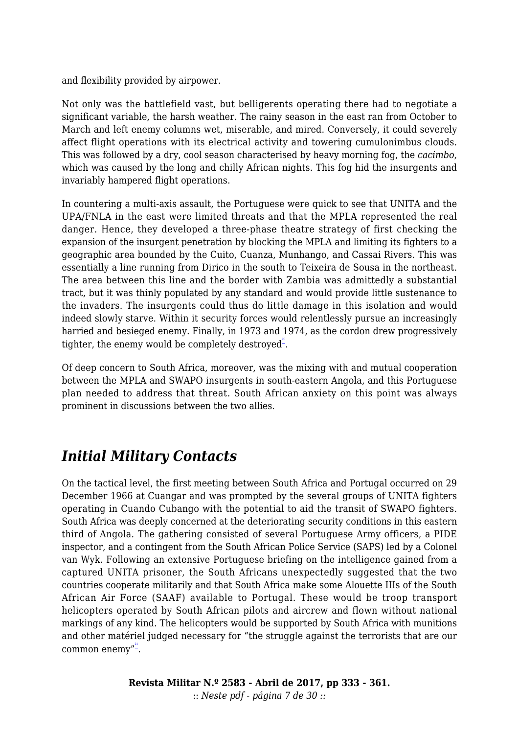and flexibility provided by airpower.

Not only was the battlefield vast, but belligerents operating there had to negotiate a significant variable, the harsh weather. The rainy season in the east ran from October to March and left enemy columns wet, miserable, and mired. Conversely, it could severely affect flight operations with its electrical activity and towering cumulonimbus clouds. This was followed by a dry, cool season characterised by heavy morning fog, the *cacimbo*, which was caused by the long and chilly African nights. This fog hid the insurgents and invariably hampered flight operations.

In countering a multi-axis assault, the Portuguese were quick to see that UNITA and the UPA/FNLA in the east were limited threats and that the MPLA represented the real danger. Hence, they developed a three-phase theatre strategy of first checking the expansion of the insurgent penetration by blocking the MPLA and limiting its fighters to a geographic area bounded by the Cuito, Cuanza, Munhango, and Cassai Rivers. This was essentially a line running from Dirico in the south to Teixeira de Sousa in the northeast. The area between this line and the border with Zambia was admittedly a substantial tract, but it was thinly populated by any standard and would provide little sustenance to the invaders. The insurgents could thus do little damage in this isolation and would indeed slowly starve. Within it security forces would relentlessly pursue an increasingly harried and besieged enemy. Finally, in 1973 and 1974, as the cordon drew progressively tighter, the enemy would be completely destroyed[20].

Of deep concern to South Africa, moreover, was the mixing with and mutual cooperation between the MPLA and SWAPO insurgents in south-eastern Angola, and this Portuguese plan needed to address that threat. South African anxiety on this point was always prominent in discussions between the two allies.

## *Initial Military Contacts*

On the tactical level, the first meeting between South Africa and Portugal occurred on 29 December 1966 at Cuangar and was prompted by the several groups of UNITA fighters operating in Cuando Cubango with the potential to aid the transit of SWAPO fighters. South Africa was deeply concerned at the deteriorating security conditions in this eastern third of Angola. The gathering consisted of several Portuguese Army officers, a PIDE inspector, and a contingent from the South African Police Service (SAPS) led by a Colonel van Wyk. Following an extensive Portuguese briefing on the intelligence gained from a captured UNITA prisoner, the South Africans unexpectedly suggested that the two countries cooperate militarily and that South Africa make some Alouette IIIs of the South African Air Force (SAAF) available to Portugal. These would be troop transport helicopters operated by South African pilots and aircrew and flown without national markings of any kind. The helicopters would be supported by South Africa with munitions and other matériel judged necessary for "the struggle against the terrorists that are our common enemy"[21].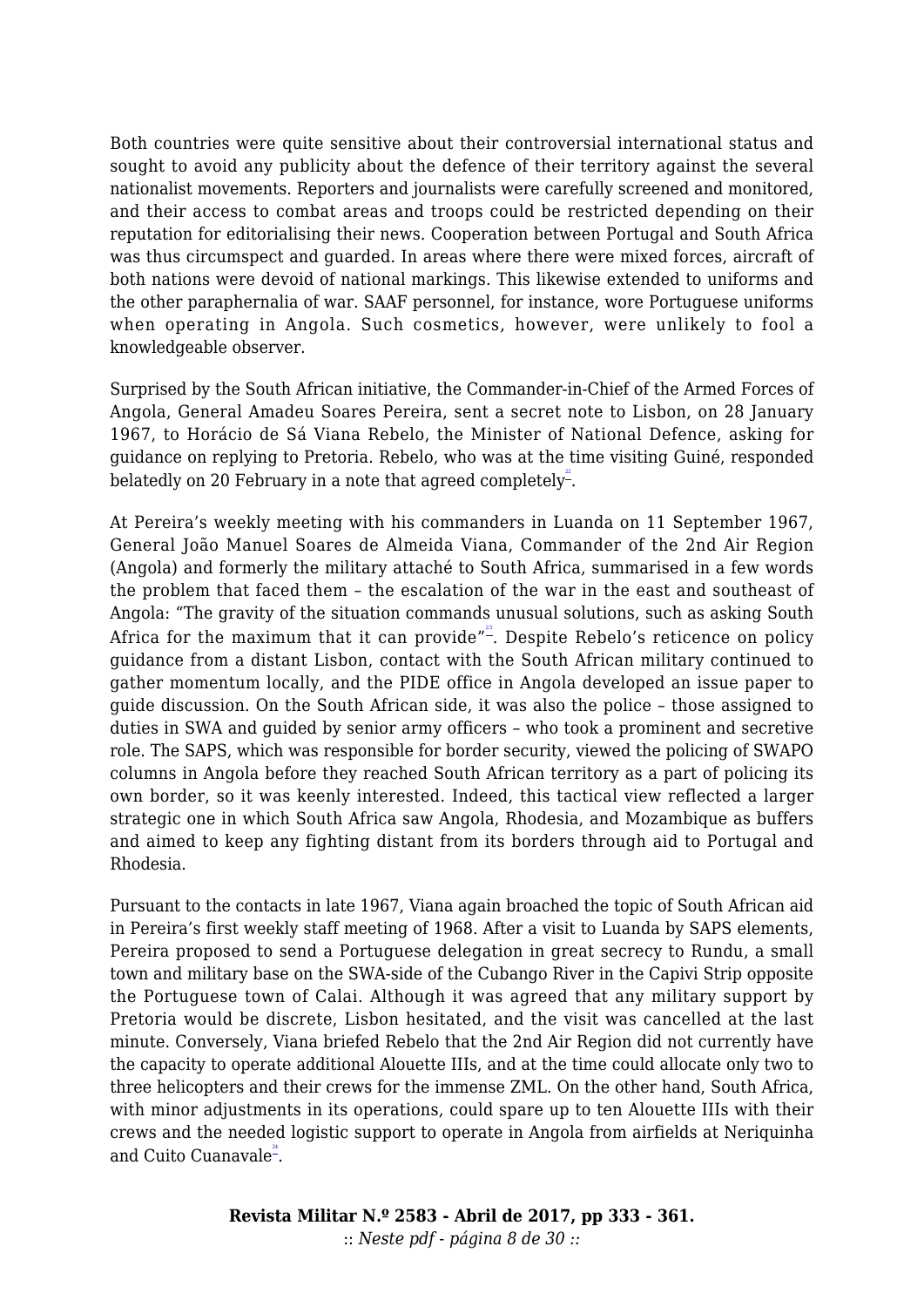Both countries were quite sensitive about their controversial international status and sought to avoid any publicity about the defence of their territory against the several nationalist movements. Reporters and journalists were carefully screened and monitored, and their access to combat areas and troops could be restricted depending on their reputation for editorialising their news. Cooperation between Portugal and South Africa was thus circumspect and guarded. In areas where there were mixed forces, aircraft of both nations were devoid of national markings. This likewise extended to uniforms and the other paraphernalia of war. SAAF personnel, for instance, wore Portuguese uniforms when operating in Angola. Such cosmetics, however, were unlikely to fool a knowledgeable observer.

Surprised by the South African initiative, the Commander-in-Chief of the Armed Forces of Angola, General Amadeu Soares Pereira, sent a secret note to Lisbon, on 28 January 1967, to Horácio de Sá Viana Rebelo, the Minister of National Defence, asking for guidance on replying to Pretoria. Rebelo, who was at the time visiting Guiné, responded belatedly on 20 February in a note that agreed completely[22].

At Pereira's weekly meeting with his commanders in Luanda on 11 September 1967, General João Manuel Soares de Almeida Viana, Commander of the 2nd Air Region (Angola) and formerly the military attaché to South Africa, summarised in a few words the problem that faced them – the escalation of the war in the east and southeast of Angola: "The gravity of the situation commands unusual solutions, such as asking South Africa for the maximum that it can provide"[23]. Despite Rebelo's reticence on policy guidance from a distant Lisbon, contact with the South African military continued to gather momentum locally, and the PIDE office in Angola developed an issue paper to guide discussion. On the South African side, it was also the police – those assigned to duties in SWA and guided by senior army officers – who took a prominent and secretive role. The SAPS, which was responsible for border security, viewed the policing of SWAPO columns in Angola before they reached South African territory as a part of policing its own border, so it was keenly interested. Indeed, this tactical view reflected a larger strategic one in which South Africa saw Angola, Rhodesia, and Mozambique as buffers and aimed to keep any fighting distant from its borders through aid to Portugal and Rhodesia.

Pursuant to the contacts in late 1967, Viana again broached the topic of South African aid in Pereira's first weekly staff meeting of 1968. After a visit to Luanda by SAPS elements, Pereira proposed to send a Portuguese delegation in great secrecy to Rundu, a small town and military base on the SWA-side of the Cubango River in the Capivi Strip opposite the Portuguese town of Calai. Although it was agreed that any military support by Pretoria would be discrete, Lisbon hesitated, and the visit was cancelled at the last minute. Conversely, Viana briefed Rebelo that the 2nd Air Region did not currently have the capacity to operate additional Alouette IIIs, and at the time could allocate only two to three helicopters and their crews for the immense ZML. On the other hand, South Africa, with minor adjustments in its operations, could spare up to ten Alouette IIIs with their crews and the needed logistic support to operate in Angola from airfields at Neriquinha and Cuito Cuanavale[24].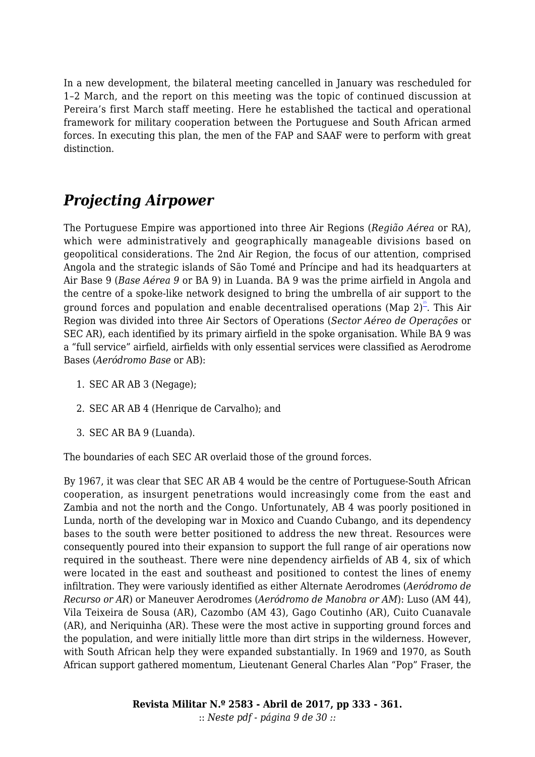In a new development, the bilateral meeting cancelled in January was rescheduled for 1–2 March, and the report on this meeting was the topic of continued discussion at Pereira's first March staff meeting. Here he established the tactical and operational framework for military cooperation between the Portuguese and South African armed forces. In executing this plan, the men of the FAP and SAAF were to perform with great distinction.

## *Projecting Airpower*

The Portuguese Empire was apportioned into three Air Regions (*Região Aérea* or RA), which were administratively and geographically manageable divisions based on geopolitical considerations. The 2nd Air Region, the focus of our attention, comprised Angola and the strategic islands of São Tomé and Príncipe and had its headquarters at Air Base 9 (*Base Aérea 9* or BA 9) in Luanda. BA 9 was the prime airfield in Angola and the centre of a spoke-like network designed to bring the umbrella of air support to the ground forces and population and enable decentralised operations (Map 2)[25]. This Air Region was divided into three Air Sectors of Operations (*Sector Aéreo de Operações* or SEC AR), each identified by its primary airfield in the spoke organisation. While BA 9 was a "full service" airfield, airfields with only essential services were classified as Aerodrome Bases (*Aeródromo Base* or AB):

1. SEC AR AB 3 (Negage);
2. SEC AR AB 4 (Henrique de Carvalho); and
3. SEC AR BA 9 (Luanda).

The boundaries of each SEC AR overlaid those of the ground forces.

By 1967, it was clear that SEC AR AB 4 would be the centre of Portuguese-South African cooperation, as insurgent penetrations would increasingly come from the east and Zambia and not the north and the Congo. Unfortunately, AB 4 was poorly positioned in Lunda, north of the developing war in Moxico and Cuando Cubango, and its dependency bases to the south were better positioned to address the new threat. Resources were consequently poured into their expansion to support the full range of air operations now required in the southeast. There were nine dependency airfields of AB 4, six of which were located in the east and southeast and positioned to contest the lines of enemy infiltration. They were variously identified as either Alternate Aerodromes (*Aeródromo de Recurso or AR*) or Maneuver Aerodromes (*Aeródromo de Manobra or AM*): Luso (AM 44), Vila Teixeira de Sousa (AR), Cazombo (AM 43), Gago Coutinho (AR), Cuito Cuanavale (AR), and Neriquinha (AR). These were the most active in supporting ground forces and the population, and were initially little more than dirt strips in the wilderness. However, with South African help they were expanded substantially. In 1969 and 1970, as South African support gathered momentum, Lieutenant General Charles Alan "Pop" Fraser, the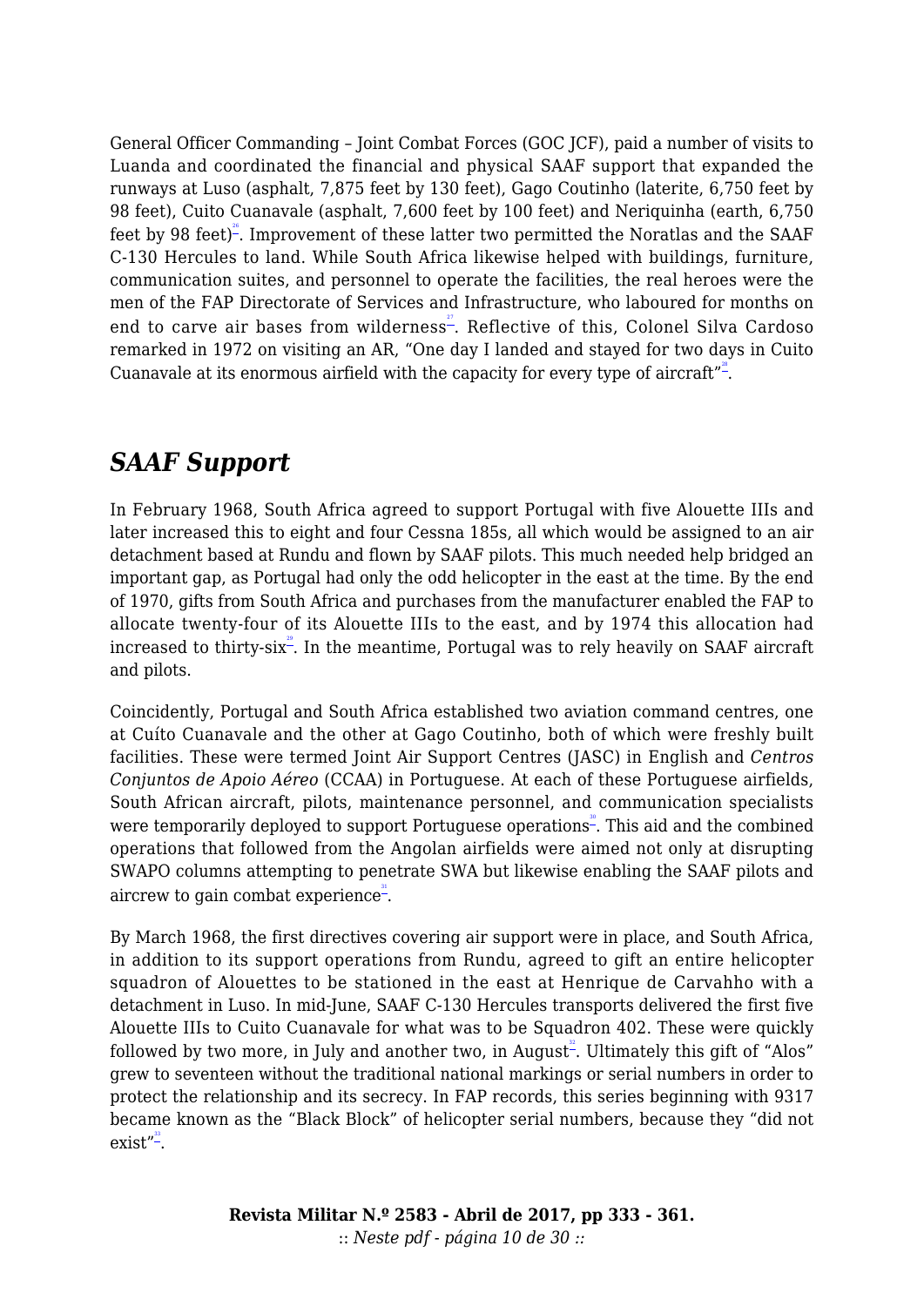General Officer Commanding – Joint Combat Forces (GOC JCF), paid a number of visits to Luanda and coordinated the financial and physical SAAF support that expanded the runways at Luso (asphalt, 7,875 feet by 130 feet), Gago Coutinho (laterite, 6,750 feet by 98 feet), Cuito Cuanavale (asphalt, 7,600 feet by 100 feet) and Neriquinha (earth, 6,750 feet by 98 feet)[26]. Improvement of these latter two permitted the Noratlas and the SAAF C-130 Hercules to land. While South Africa likewise helped with buildings, furniture, communication suites, and personnel to operate the facilities, the real heroes were the men of the FAP Directorate of Services and Infrastructure, who laboured for months on end to carve air bases from wilderness[27]. Reflective of this, Colonel Silva Cardoso remarked in 1972 on visiting an AR, "One day I landed and stayed for two days in Cuito Cuanavale at its enormous airfield with the capacity for every type of aircraft"[28].

## *SAAF Support*

In February 1968, South Africa agreed to support Portugal with five Alouette IIIs and later increased this to eight and four Cessna 185s, all which would be assigned to an air detachment based at Rundu and flown by SAAF pilots. This much needed help bridged an important gap, as Portugal had only the odd helicopter in the east at the time. By the end of 1970, gifts from South Africa and purchases from the manufacturer enabled the FAP to allocate twenty-four of its Alouette IIIs to the east, and by 1974 this allocation had increased to thirty-six[29]. In the meantime, Portugal was to rely heavily on SAAF aircraft and pilots.

Coincidently, Portugal and South Africa established two aviation command centres, one at Cuíto Cuanavale and the other at Gago Coutinho, both of which were freshly built facilities. These were termed Joint Air Support Centres (JASC) in English and *Centros Conjuntos de Apoio Aéreo* (CCAA) in Portuguese. At each of these Portuguese airfields, South African aircraft, pilots, maintenance personnel, and communication specialists were temporarily deployed to support Portuguese operations[30]. This aid and the combined operations that followed from the Angolan airfields were aimed not only at disrupting SWAPO columns attempting to penetrate SWA but likewise enabling the SAAF pilots and aircrew to gain combat experience[31].

By March 1968, the first directives covering air support were in place, and South Africa, in addition to its support operations from Rundu, agreed to gift an entire helicopter squadron of Alouettes to be stationed in the east at Henrique de Carvahho with a detachment in Luso. In mid-June, SAAF C-130 Hercules transports delivered the first five Alouette IIIs to Cuito Cuanavale for what was to be Squadron 402. These were quickly followed by two more, in July and another two, in August[32]. Ultimately this gift of "Alos" grew to seventeen without the traditional national markings or serial numbers in order to protect the relationship and its secrecy. In FAP records, this series beginning with 9317 became known as the "Black Block" of helicopter serial numbers, because they "did not exist"[33].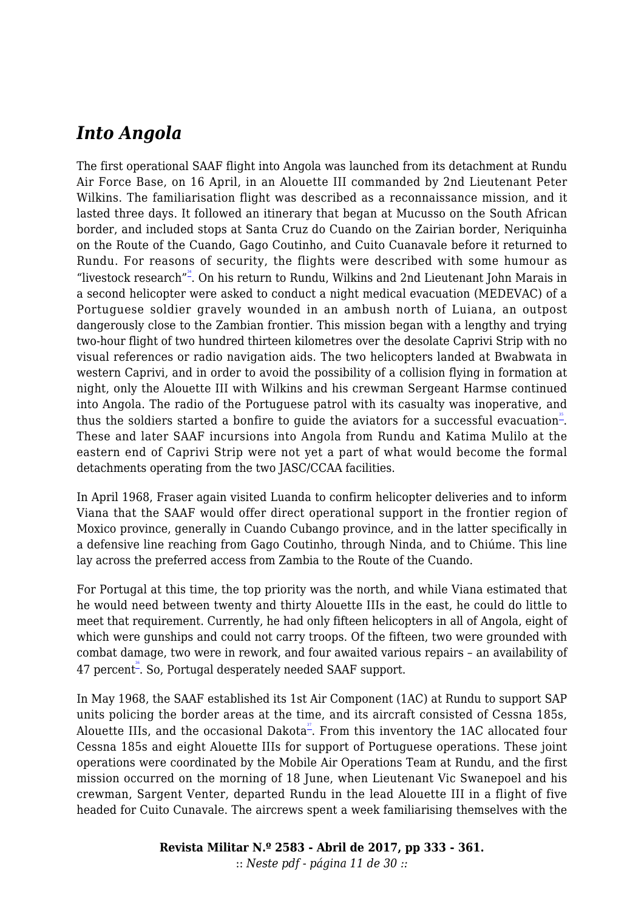## *Into Angola*

The first operational SAAF flight into Angola was launched from its detachment at Rundu Air Force Base, on 16 April, in an Alouette III commanded by 2nd Lieutenant Peter Wilkins. The familiarisation flight was described as a reconnaissance mission, and it lasted three days. It followed an itinerary that began at Mucusso on the South African border, and included stops at Santa Cruz do Cuando on the Zairian border, Neriquinha on the Route of the Cuando, Gago Coutinho, and Cuito Cuanavale before it returned to Rundu. For reasons of security, the flights were described with some humour as "livestock research"[34]. On his return to Rundu, Wilkins and 2nd Lieutenant John Marais in a second helicopter were asked to conduct a night medical evacuation (MEDEVAC) of a Portuguese soldier gravely wounded in an ambush north of Luiana, an outpost dangerously close to the Zambian frontier. This mission began with a lengthy and trying two-hour flight of two hundred thirteen kilometres over the desolate Caprivi Strip with no visual references or radio navigation aids. The two helicopters landed at Bwabwata in western Caprivi, and in order to avoid the possibility of a collision flying in formation at night, only the Alouette III with Wilkins and his crewman Sergeant Harmse continued into Angola. The radio of the Portuguese patrol with its casualty was inoperative, and thus the soldiers started a bonfire to guide the aviators for a successful evacuation[35]. These and later SAAF incursions into Angola from Rundu and Katima Mulilo at the eastern end of Caprivi Strip were not yet a part of what would become the formal detachments operating from the two JASC/CCAA facilities.

In April 1968, Fraser again visited Luanda to confirm helicopter deliveries and to inform Viana that the SAAF would offer direct operational support in the frontier region of Moxico province, generally in Cuando Cubango province, and in the latter specifically in a defensive line reaching from Gago Coutinho, through Ninda, and to Chiúme. This line lay across the preferred access from Zambia to the Route of the Cuando.

For Portugal at this time, the top priority was the north, and while Viana estimated that he would need between twenty and thirty Alouette IIIs in the east, he could do little to meet that requirement. Currently, he had only fifteen helicopters in all of Angola, eight of which were gunships and could not carry troops. Of the fifteen, two were grounded with combat damage, two were in rework, and four awaited various repairs – an availability of 47 percent[36]. So, Portugal desperately needed SAAF support.

In May 1968, the SAAF established its 1st Air Component (1AC) at Rundu to support SAP units policing the border areas at the time, and its aircraft consisted of Cessna 185s, Alouette IIIs, and the occasional Dakota[37]. From this inventory the 1AC allocated four Cessna 185s and eight Alouette IIIs for support of Portuguese operations. These joint operations were coordinated by the Mobile Air Operations Team at Rundu, and the first mission occurred on the morning of 18 June, when Lieutenant Vic Swanepoel and his crewman, Sargent Venter, departed Rundu in the lead Alouette III in a flight of five headed for Cuito Cunavale. The aircrews spent a week familiarising themselves with the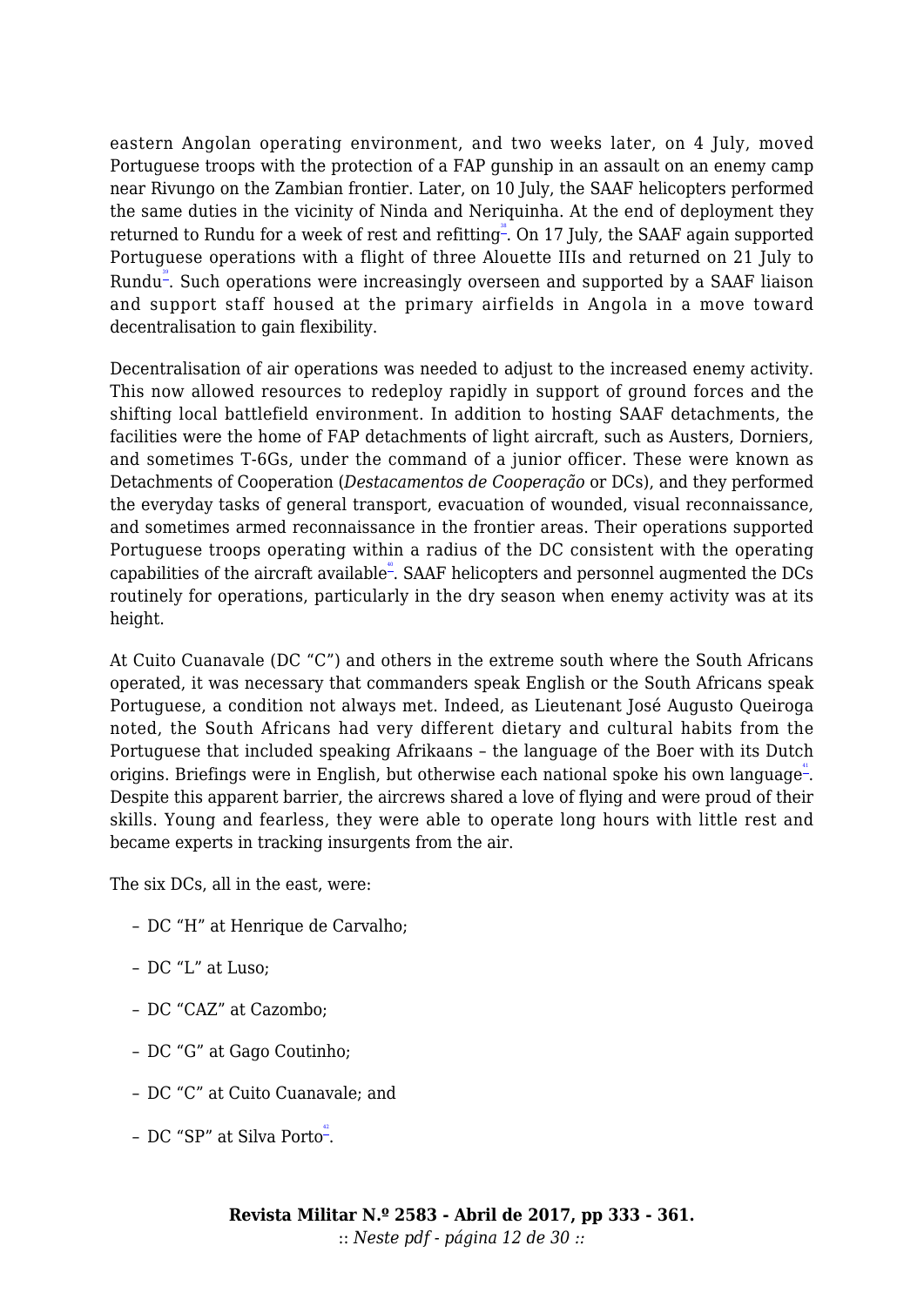eastern Angolan operating environment, and two weeks later, on 4 July, moved Portuguese troops with the protection of a FAP gunship in an assault on an enemy camp near Rivungo on the Zambian frontier. Later, on 10 July, the SAAF helicopters performed the same duties in the vicinity of Ninda and Neriquinha. At the end of deployment they returned to Rundu for a week of rest and refitting[38]. On 17 July, the SAAF again supported Portuguese operations with a flight of three Alouette IIIs and returned on 21 July to Rundu[39]. Such operations were increasingly overseen and supported by a SAAF liaison and support staff housed at the primary airfields in Angola in a move toward decentralisation to gain flexibility.

Decentralisation of air operations was needed to adjust to the increased enemy activity. This now allowed resources to redeploy rapidly in support of ground forces and the shifting local battlefield environment. In addition to hosting SAAF detachments, the facilities were the home of FAP detachments of light aircraft, such as Austers, Dorniers, and sometimes T-6Gs, under the command of a junior officer. These were known as Detachments of Cooperation (*Destacamentos de Cooperação* or DCs), and they performed the everyday tasks of general transport, evacuation of wounded, visual reconnaissance, and sometimes armed reconnaissance in the frontier areas. Their operations supported Portuguese troops operating within a radius of the DC consistent with the operating capabilities of the aircraft available[40]. SAAF helicopters and personnel augmented the DCs routinely for operations, particularly in the dry season when enemy activity was at its height.

At Cuito Cuanavale (DC "C") and others in the extreme south where the South Africans operated, it was necessary that commanders speak English or the South Africans speak Portuguese, a condition not always met. Indeed, as Lieutenant José Augusto Queiroga noted, the South Africans had very different dietary and cultural habits from the Portuguese that included speaking Afrikaans – the language of the Boer with its Dutch origins. Briefings were in English, but otherwise each national spoke his own language[41]. Despite this apparent barrier, the aircrews shared a love of flying and were proud of their skills. Young and fearless, they were able to operate long hours with little rest and became experts in tracking insurgents from the air.

The six DCs, all in the east, were:

– DC "H" at Henrique de Carvalho;

– DC "L" at Luso;

– DC "CAZ" at Cazombo;

– DC "G" at Gago Coutinho;

– DC "C" at Cuito Cuanavale; and

– DC "SP" at Silva Porto[42].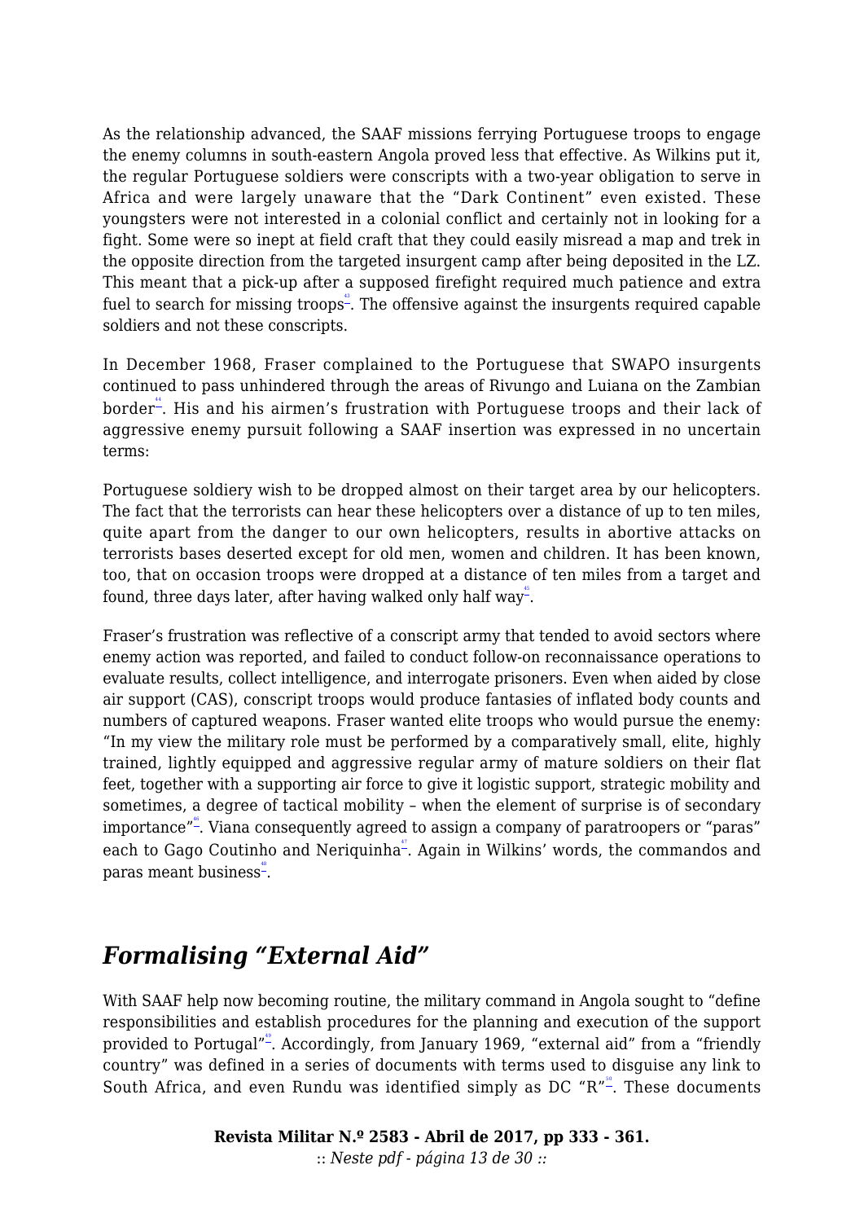As the relationship advanced, the SAAF missions ferrying Portuguese troops to engage the enemy columns in south-eastern Angola proved less that effective. As Wilkins put it, the regular Portuguese soldiers were conscripts with a two-year obligation to serve in Africa and were largely unaware that the "Dark Continent" even existed. These youngsters were not interested in a colonial conflict and certainly not in looking for a fight. Some were so inept at field craft that they could easily misread a map and trek in the opposite direction from the targeted insurgent camp after being deposited in the LZ. This meant that a pick-up after a supposed firefight required much patience and extra fuel to search for missing troops[43]. The offensive against the insurgents required capable soldiers and not these conscripts.

In December 1968, Fraser complained to the Portuguese that SWAPO insurgents continued to pass unhindered through the areas of Rivungo and Luiana on the Zambian border[44]. His and his airmen's frustration with Portuguese troops and their lack of aggressive enemy pursuit following a SAAF insertion was expressed in no uncertain terms:

Portuguese soldiery wish to be dropped almost on their target area by our helicopters. The fact that the terrorists can hear these helicopters over a distance of up to ten miles, quite apart from the danger to our own helicopters, results in abortive attacks on terrorists bases deserted except for old men, women and children. It has been known, too, that on occasion troops were dropped at a distance of ten miles from a target and found, three days later, after having walked only half way[45].

Fraser's frustration was reflective of a conscript army that tended to avoid sectors where enemy action was reported, and failed to conduct follow-on reconnaissance operations to evaluate results, collect intelligence, and interrogate prisoners. Even when aided by close air support (CAS), conscript troops would produce fantasies of inflated body counts and numbers of captured weapons. Fraser wanted elite troops who would pursue the enemy: "In my view the military role must be performed by a comparatively small, elite, highly trained, lightly equipped and aggressive regular army of mature soldiers on their flat feet, together with a supporting air force to give it logistic support, strategic mobility and sometimes, a degree of tactical mobility – when the element of surprise is of secondary importance"[46]. Viana consequently agreed to assign a company of paratroopers or "paras" each to Gago Coutinho and Neriquinha[47]. Again in Wilkins' words, the commandos and paras meant business[48].

## *Formalising "External Aid"*

With SAAF help now becoming routine, the military command in Angola sought to "define responsibilities and establish procedures for the planning and execution of the support provided to Portugal"[49]. Accordingly, from January 1969, "external aid" from a "friendly country" was defined in a series of documents with terms used to disguise any link to South Africa, and even Rundu was identified simply as DC "R"[50]. These documents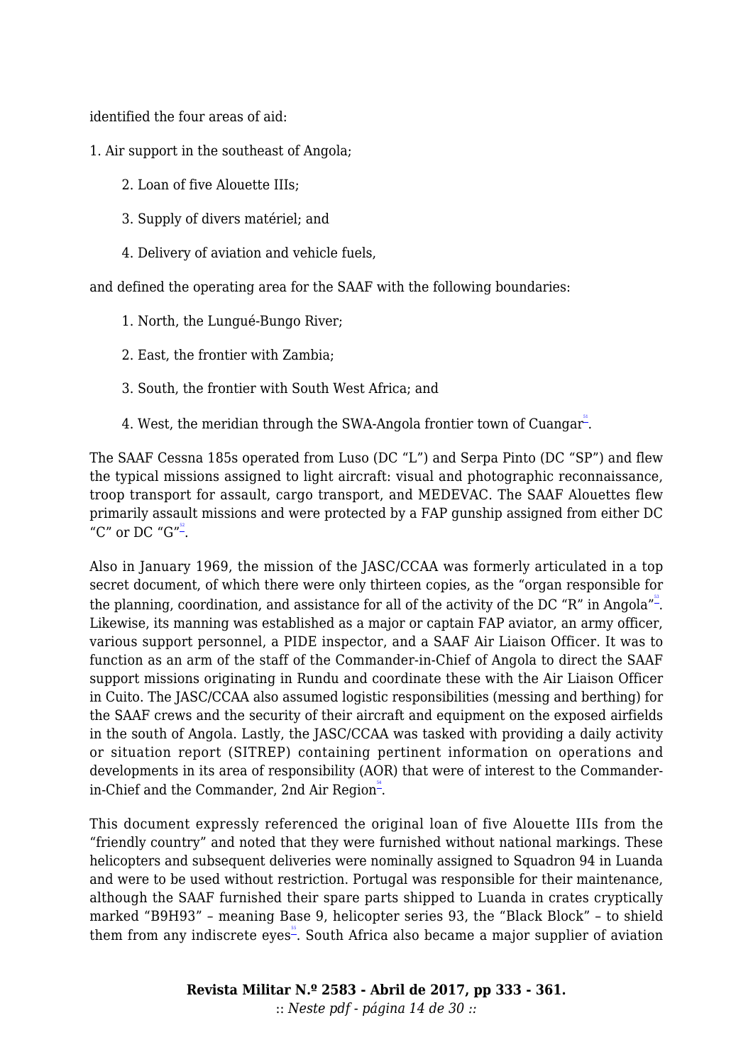identified the four areas of aid:

1. Air support in the southeast of Angola;
2. Loan of five Alouette IIIs;
3. Supply of divers matériel; and
4. Delivery of aviation and vehicle fuels,

and defined the operating area for the SAAF with the following boundaries:

1. North, the Lungué-Bungo River;
2. East, the frontier with Zambia;
3. South, the frontier with South West Africa; and
4. West, the meridian through the SWA-Angola frontier town of Cuangar[51].

The SAAF Cessna 185s operated from Luso (DC "L") and Serpa Pinto (DC "SP") and flew the typical missions assigned to light aircraft: visual and photographic reconnaissance, troop transport for assault, cargo transport, and MEDEVAC. The SAAF Alouettes flew primarily assault missions and were protected by a FAP gunship assigned from either DC "C" or DC "G"[52].

Also in January 1969, the mission of the JASC/CCAA was formerly articulated in a top secret document, of which there were only thirteen copies, as the "organ responsible for the planning, coordination, and assistance for all of the activity of the DC "R" in Angola"[53]. Likewise, its manning was established as a major or captain FAP aviator, an army officer, various support personnel, a PIDE inspector, and a SAAF Air Liaison Officer. It was to function as an arm of the staff of the Commander-in-Chief of Angola to direct the SAAF support missions originating in Rundu and coordinate these with the Air Liaison Officer in Cuito. The JASC/CCAA also assumed logistic responsibilities (messing and berthing) for the SAAF crews and the security of their aircraft and equipment on the exposed airfields in the south of Angola. Lastly, the JASC/CCAA was tasked with providing a daily activity or situation report (SITREP) containing pertinent information on operations and developments in its area of responsibility (AOR) that were of interest to the Commander-in-Chief and the Commander, 2nd Air Region[54].

This document expressly referenced the original loan of five Alouette IIIs from the "friendly country" and noted that they were furnished without national markings. These helicopters and subsequent deliveries were nominally assigned to Squadron 94 in Luanda and were to be used without restriction. Portugal was responsible for their maintenance, although the SAAF furnished their spare parts shipped to Luanda in crates cryptically marked "B9H93" – meaning Base 9, helicopter series 93, the "Black Block" – to shield them from any indiscrete eyes[55]. South Africa also became a major supplier of aviation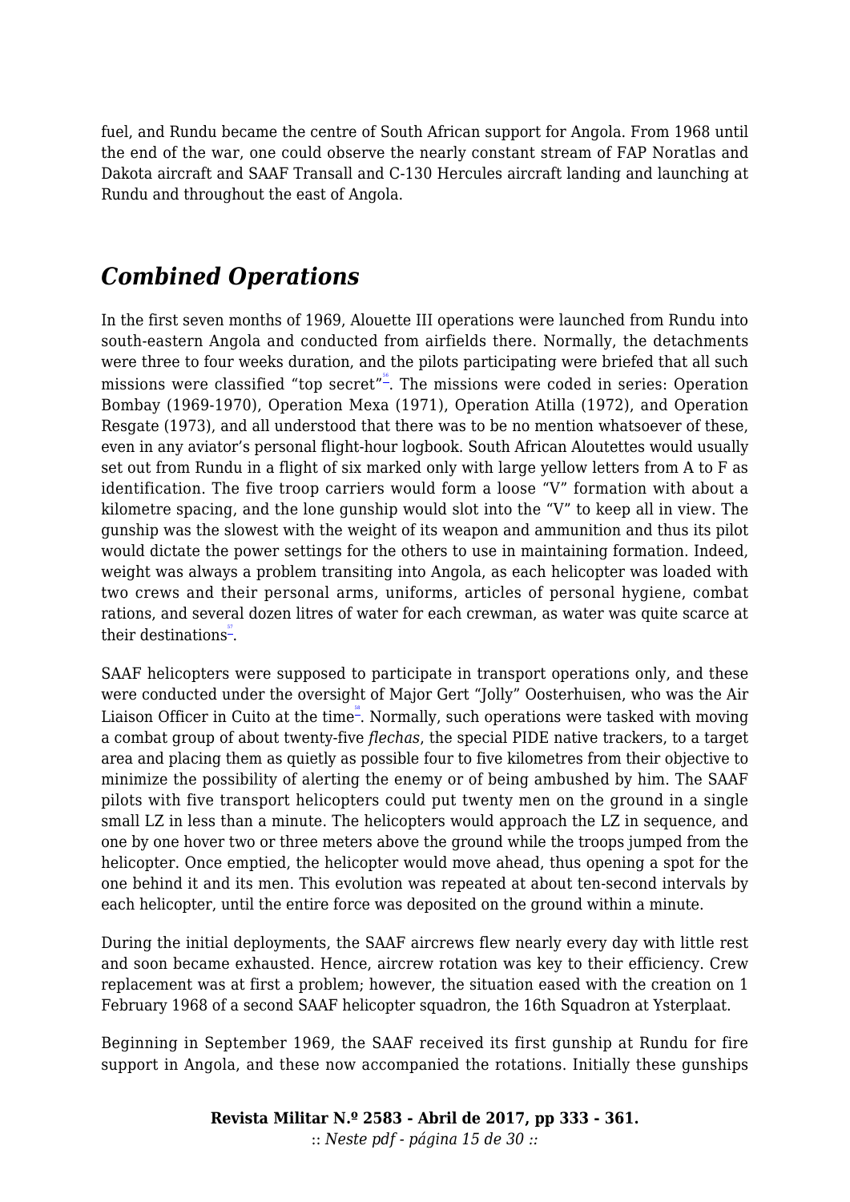fuel, and Rundu became the centre of South African support for Angola. From 1968 until the end of the war, one could observe the nearly constant stream of FAP Noratlas and Dakota aircraft and SAAF Transall and C-130 Hercules aircraft landing and launching at Rundu and throughout the east of Angola.

## *Combined Operations*

In the first seven months of 1969, Alouette III operations were launched from Rundu into south-eastern Angola and conducted from airfields there. Normally, the detachments were three to four weeks duration, and the pilots participating were briefed that all such missions were classified "top secret"[56]. The missions were coded in series: Operation Bombay (1969-1970), Operation Mexa (1971), Operation Atilla (1972), and Operation Resgate (1973), and all understood that there was to be no mention whatsoever of these, even in any aviator's personal flight-hour logbook. South African Aloutettes would usually set out from Rundu in a flight of six marked only with large yellow letters from A to F as identification. The five troop carriers would form a loose "V" formation with about a kilometre spacing, and the lone gunship would slot into the "V" to keep all in view. The gunship was the slowest with the weight of its weapon and ammunition and thus its pilot would dictate the power settings for the others to use in maintaining formation. Indeed, weight was always a problem transiting into Angola, as each helicopter was loaded with two crews and their personal arms, uniforms, articles of personal hygiene, combat rations, and several dozen litres of water for each crewman, as water was quite scarce at their destinations[57].

SAAF helicopters were supposed to participate in transport operations only, and these were conducted under the oversight of Major Gert "Jolly" Oosterhuisen, who was the Air Liaison Officer in Cuito at the time[58]. Normally, such operations were tasked with moving a combat group of about twenty-five *flechas*, the special PIDE native trackers, to a target area and placing them as quietly as possible four to five kilometres from their objective to minimize the possibility of alerting the enemy or of being ambushed by him. The SAAF pilots with five transport helicopters could put twenty men on the ground in a single small LZ in less than a minute. The helicopters would approach the LZ in sequence, and one by one hover two or three meters above the ground while the troops jumped from the helicopter. Once emptied, the helicopter would move ahead, thus opening a spot for the one behind it and its men. This evolution was repeated at about ten-second intervals by each helicopter, until the entire force was deposited on the ground within a minute.

During the initial deployments, the SAAF aircrews flew nearly every day with little rest and soon became exhausted. Hence, aircrew rotation was key to their efficiency. Crew replacement was at first a problem; however, the situation eased with the creation on 1 February 1968 of a second SAAF helicopter squadron, the 16th Squadron at Ysterplaat.

Beginning in September 1969, the SAAF received its first gunship at Rundu for fire support in Angola, and these now accompanied the rotations. Initially these gunships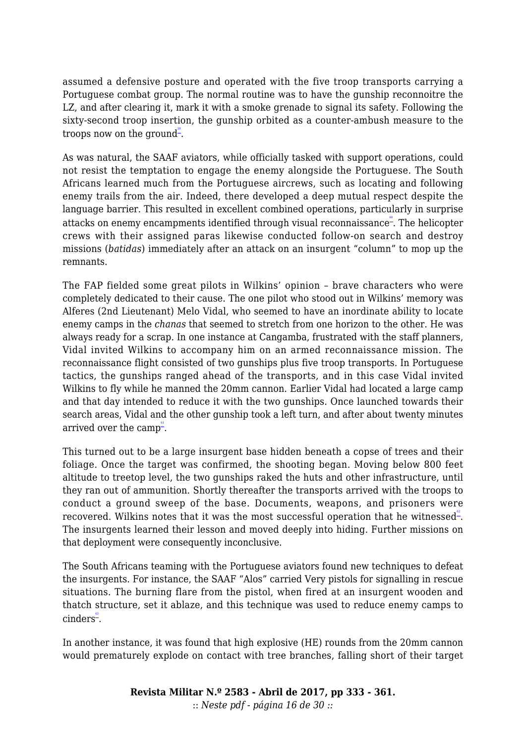assumed a defensive posture and operated with the five troop transports carrying a Portuguese combat group. The normal routine was to have the gunship reconnoitre the LZ, and after clearing it, mark it with a smoke grenade to signal its safety. Following the sixty-second troop insertion, the gunship orbited as a counter-ambush measure to the troops now on the ground[59].

As was natural, the SAAF aviators, while officially tasked with support operations, could not resist the temptation to engage the enemy alongside the Portuguese. The South Africans learned much from the Portuguese aircrews, such as locating and following enemy trails from the air. Indeed, there developed a deep mutual respect despite the language barrier. This resulted in excellent combined operations, particularly in surprise attacks on enemy encampments identified through visual reconnaissance[60]. The helicopter crews with their assigned paras likewise conducted follow-on search and destroy missions (*batidas*) immediately after an attack on an insurgent "column" to mop up the remnants.

The FAP fielded some great pilots in Wilkins' opinion – brave characters who were completely dedicated to their cause. The one pilot who stood out in Wilkins' memory was Alferes (2nd Lieutenant) Melo Vidal, who seemed to have an inordinate ability to locate enemy camps in the *chanas* that seemed to stretch from one horizon to the other. He was always ready for a scrap. In one instance at Cangamba, frustrated with the staff planners, Vidal invited Wilkins to accompany him on an armed reconnaissance mission. The reconnaissance flight consisted of two gunships plus five troop transports. In Portuguese tactics, the gunships ranged ahead of the transports, and in this case Vidal invited Wilkins to fly while he manned the 20mm cannon. Earlier Vidal had located a large camp and that day intended to reduce it with the two gunships. Once launched towards their search areas, Vidal and the other gunship took a left turn, and after about twenty minutes arrived over the camp[61].

This turned out to be a large insurgent base hidden beneath a copse of trees and their foliage. Once the target was confirmed, the shooting began. Moving below 800 feet altitude to treetop level, the two gunships raked the huts and other infrastructure, until they ran out of ammunition. Shortly thereafter the transports arrived with the troops to conduct a ground sweep of the base. Documents, weapons, and prisoners were recovered. Wilkins notes that it was the most successful operation that he witnessed[62]. The insurgents learned their lesson and moved deeply into hiding. Further missions on that deployment were consequently inconclusive.

The South Africans teaming with the Portuguese aviators found new techniques to defeat the insurgents. For instance, the SAAF "Alos" carried Very pistols for signalling in rescue situations. The burning flare from the pistol, when fired at an insurgent wooden and thatch structure, set it ablaze, and this technique was used to reduce enemy camps to cinders[63].

In another instance, it was found that high explosive (HE) rounds from the 20mm cannon would prematurely explode on contact with tree branches, falling short of their target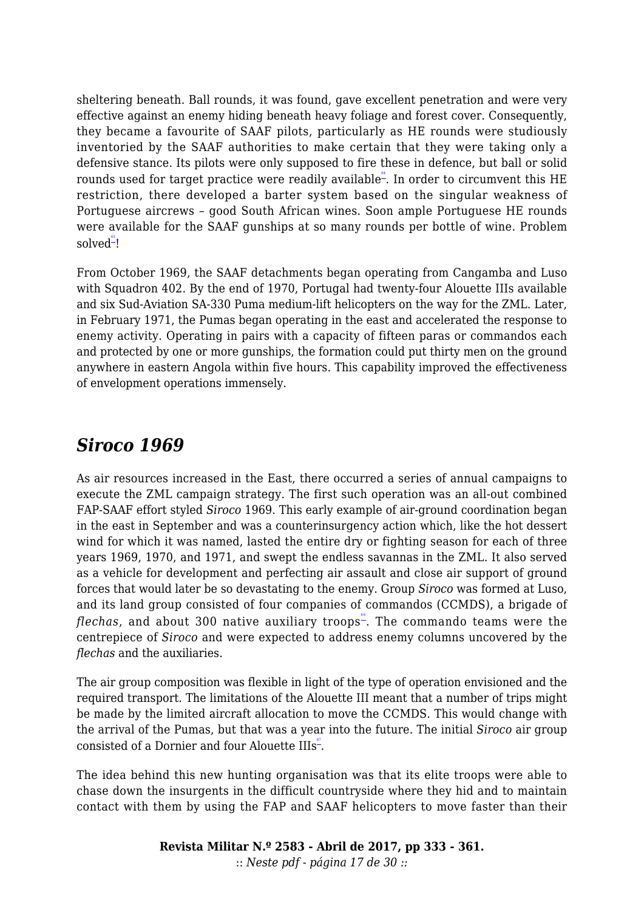sheltering beneath. Ball rounds, it was found, gave excellent penetration and were very effective against an enemy hiding beneath heavy foliage and forest cover. Consequently, they became a favourite of SAAF pilots, particularly as HE rounds were studiously inventoried by the SAAF authorities to make certain that they were taking only a defensive stance. Its pilots were only supposed to fire these in defence, but ball or solid rounds used for target practice were readily available[64]. In order to circumvent this HE restriction, there developed a barter system based on the singular weakness of Portuguese aircrews – good South African wines. Soon ample Portuguese HE rounds were available for the SAAF gunships at so many rounds per bottle of wine. Problem solved[65]!

From October 1969, the SAAF detachments began operating from Cangamba and Luso with Squadron 402. By the end of 1970, Portugal had twenty-four Alouette IIIs available and six Sud-Aviation SA-330 Puma medium-lift helicopters on the way for the ZML. Later, in February 1971, the Pumas began operating in the east and accelerated the response to enemy activity. Operating in pairs with a capacity of fifteen paras or commandos each and protected by one or more gunships, the formation could put thirty men on the ground anywhere in eastern Angola within five hours. This capability improved the effectiveness of envelopment operations immensely.

## *Siroco* 1969

As air resources increased in the East, there occurred a series of annual campaigns to execute the ZML campaign strategy. The first such operation was an all-out combined FAP-SAAF effort styled *Siroco* 1969. This early example of air-ground coordination began in the east in September and was a counterinsurgency action which, like the hot dessert wind for which it was named, lasted the entire dry or fighting season for each of three years 1969, 1970, and 1971, and swept the endless savannas in the ZML. It also served as a vehicle for development and perfecting air assault and close air support of ground forces that would later be so devastating to the enemy. Group *Siroco* was formed at Luso, and its land group consisted of four companies of commandos (CCMDS), a brigade of *flechas*, and about 300 native auxiliary troops[66]. The commando teams were the centrepiece of *Siroco* and were expected to address enemy columns uncovered by the *flechas* and the auxiliaries.

The air group composition was flexible in light of the type of operation envisioned and the required transport. The limitations of the Alouette III meant that a number of trips might be made by the limited aircraft allocation to move the CCMDS. This would change with the arrival of the Pumas, but that was a year into the future. The initial *Siroco* air group consisted of a Dornier and four Alouette IIIs[67].

The idea behind this new hunting organisation was that its elite troops were able to chase down the insurgents in the difficult countryside where they hid and to maintain contact with them by using the FAP and SAAF helicopters to move faster than their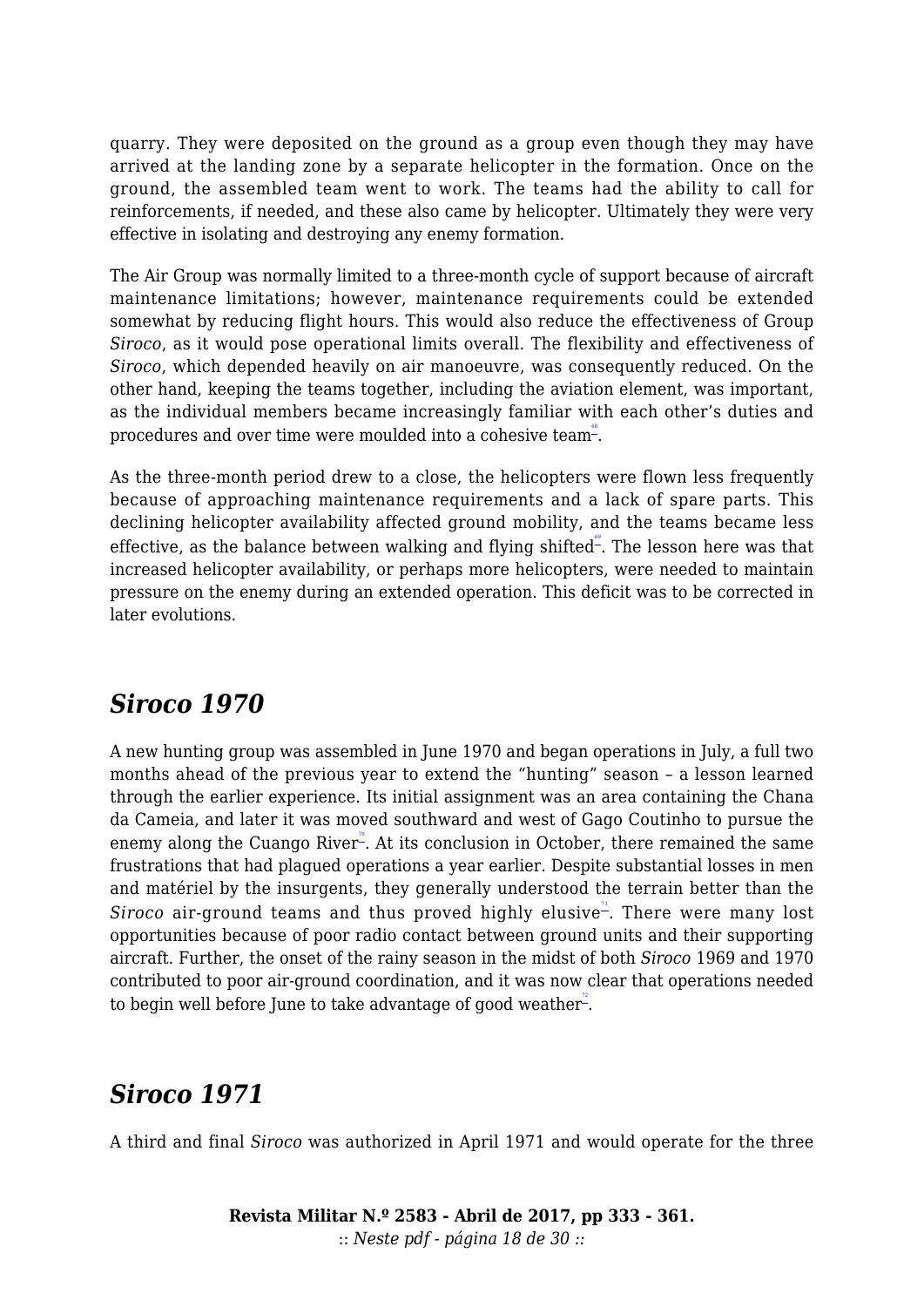quarry. They were deposited on the ground as a group even though they may have arrived at the landing zone by a separate helicopter in the formation. Once on the ground, the assembled team went to work. The teams had the ability to call for reinforcements, if needed, and these also came by helicopter. Ultimately they were very effective in isolating and destroying any enemy formation.

The Air Group was normally limited to a three-month cycle of support because of aircraft maintenance limitations; however, maintenance requirements could be extended somewhat by reducing flight hours. This would also reduce the effectiveness of Group *Siroco*, as it would pose operational limits overall. The flexibility and effectiveness of *Siroco*, which depended heavily on air manoeuvre, was consequently reduced. On the other hand, keeping the teams together, including the aviation element, was important, as the individual members became increasingly familiar with each other's duties and procedures and over time were moulded into a cohesive team[68].

As the three-month period drew to a close, the helicopters were flown less frequently because of approaching maintenance requirements and a lack of spare parts. This declining helicopter availability affected ground mobility, and the teams became less effective, as the balance between walking and flying shifted[69]. The lesson here was that increased helicopter availability, or perhaps more helicopters, were needed to maintain pressure on the enemy during an extended operation. This deficit was to be corrected in later evolutions.

## *Siroco 1970*

A new hunting group was assembled in June 1970 and began operations in July, a full two months ahead of the previous year to extend the "hunting" season – a lesson learned through the earlier experience. Its initial assignment was an area containing the Chana da Cameia, and later it was moved southward and west of Gago Coutinho to pursue the enemy along the Cuango River[70]. At its conclusion in October, there remained the same frustrations that had plagued operations a year earlier. Despite substantial losses in men and matériel by the insurgents, they generally understood the terrain better than the *Siroco* air-ground teams and thus proved highly elusive[71]. There were many lost opportunities because of poor radio contact between ground units and their supporting aircraft. Further, the onset of the rainy season in the midst of both *Siroco* 1969 and 1970 contributed to poor air-ground coordination, and it was now clear that operations needed to begin well before June to take advantage of good weather[72].

## *Siroco 1971*

A third and final *Siroco* was authorized in April 1971 and would operate for the three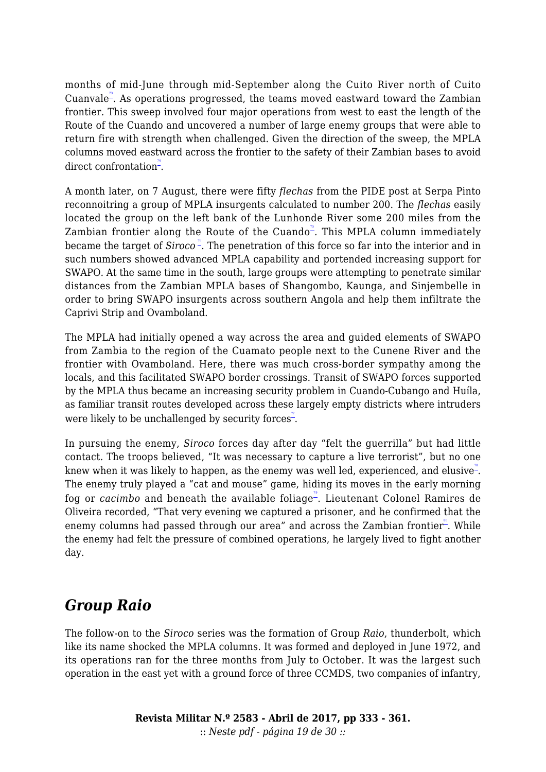months of mid-June through mid-September along the Cuito River north of Cuito Cuanvale[73]. As operations progressed, the teams moved eastward toward the Zambian frontier. This sweep involved four major operations from west to east the length of the Route of the Cuando and uncovered a number of large enemy groups that were able to return fire with strength when challenged. Given the direction of the sweep, the MPLA columns moved eastward across the frontier to the safety of their Zambian bases to avoid direct confrontation[74].

A month later, on 7 August, there were fifty *flechas* from the PIDE post at Serpa Pinto reconnoitring a group of MPLA insurgents calculated to number 200. The *flechas* easily located the group on the left bank of the Lunhonde River some 200 miles from the Zambian frontier along the Route of the Cuando[75]. This MPLA column immediately became the target of *Siroco*[76]. The penetration of this force so far into the interior and in such numbers showed advanced MPLA capability and portended increasing support for SWAPO. At the same time in the south, large groups were attempting to penetrate similar distances from the Zambian MPLA bases of Shangombo, Kaunga, and Sinjembelle in order to bring SWAPO insurgents across southern Angola and help them infiltrate the Caprivi Strip and Ovamboland.

The MPLA had initially opened a way across the area and guided elements of SWAPO from Zambia to the region of the Cuamato people next to the Cunene River and the frontier with Ovamboland. Here, there was much cross-border sympathy among the locals, and this facilitated SWAPO border crossings. Transit of SWAPO forces supported by the MPLA thus became an increasing security problem in Cuando-Cubango and Huíla, as familiar transit routes developed across these largely empty districts where intruders were likely to be unchallenged by security forces[77].

In pursuing the enemy, *Siroco* forces day after day "felt the guerrilla" but had little contact. The troops believed, "It was necessary to capture a live terrorist", but no one knew when it was likely to happen, as the enemy was well led, experienced, and elusive[78]. The enemy truly played a "cat and mouse" game, hiding its moves in the early morning fog or *cacimbo* and beneath the available foliage[79]. Lieutenant Colonel Ramires de Oliveira recorded, "That very evening we captured a prisoner, and he confirmed that the enemy columns had passed through our area" and across the Zambian frontier[80]. While the enemy had felt the pressure of combined operations, he largely lived to fight another day.

## *Group Raio*

The follow-on to the *Siroco* series was the formation of Group *Raio*, thunderbolt, which like its name shocked the MPLA columns. It was formed and deployed in June 1972, and its operations ran for the three months from July to October. It was the largest such operation in the east yet with a ground force of three CCMDS, two companies of infantry,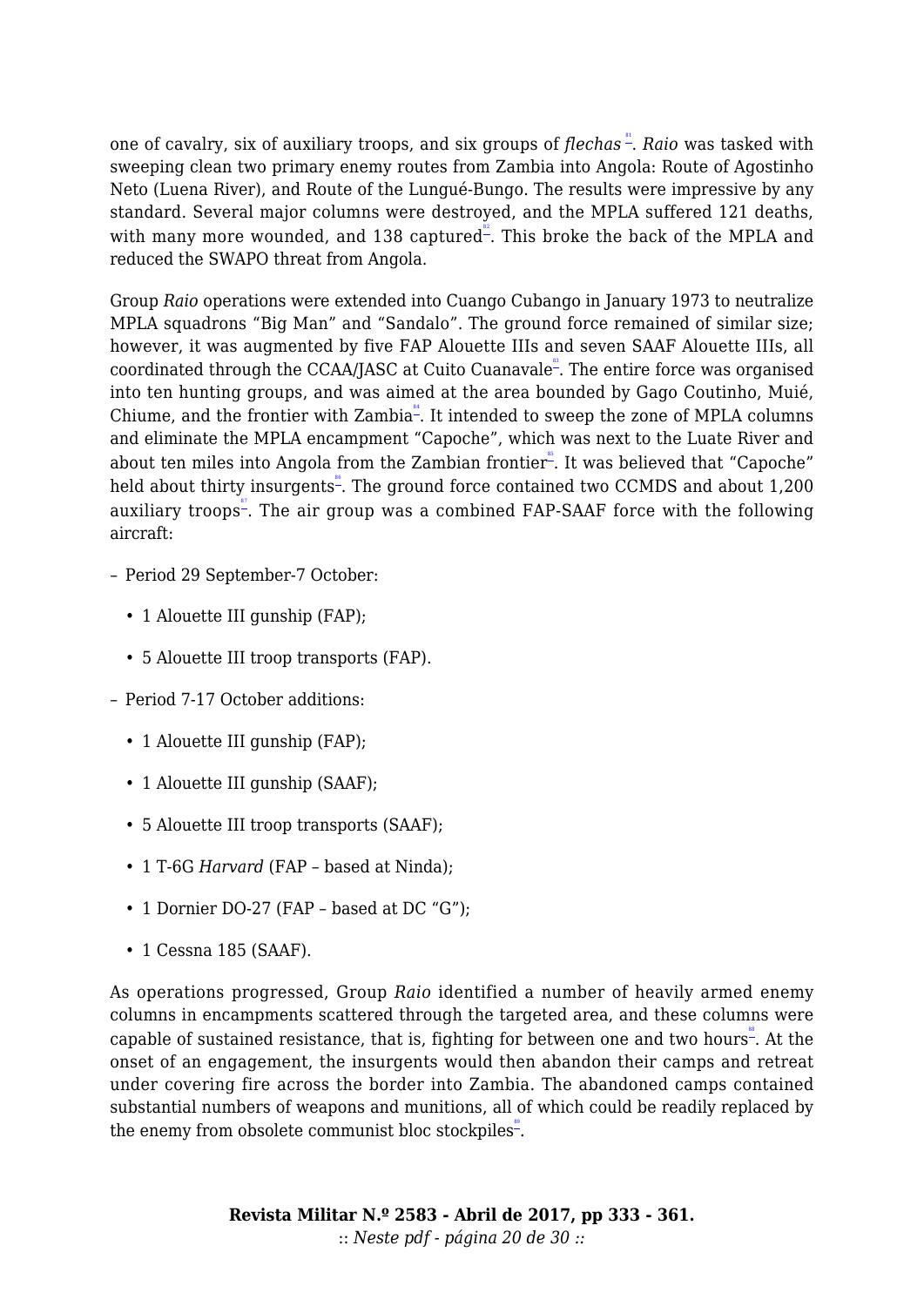one of cavalry, six of auxiliary troops, and six groups of *flechas* [81]. *Raio* was tasked with sweeping clean two primary enemy routes from Zambia into Angola: Route of Agostinho Neto (Luena River), and Route of the Lungué-Bungo. The results were impressive by any standard. Several major columns were destroyed, and the MPLA suffered 121 deaths, with many more wounded, and 138 captured[82]. This broke the back of the MPLA and reduced the SWAPO threat from Angola.

Group *Raio* operations were extended into Cuango Cubango in January 1973 to neutralize MPLA squadrons "Big Man" and "Sandalo". The ground force remained of similar size; however, it was augmented by five FAP Alouette IIIs and seven SAAF Alouette IIIs, all coordinated through the CCAA/JASC at Cuito Cuanavale[83]. The entire force was organised into ten hunting groups, and was aimed at the area bounded by Gago Coutinho, Muié, Chiume, and the frontier with Zambia[84]. It intended to sweep the zone of MPLA columns and eliminate the MPLA encampment "Capoche", which was next to the Luate River and about ten miles into Angola from the Zambian frontier[85]. It was believed that "Capoche" held about thirty insurgents[86]. The ground force contained two CCMDS and about 1,200 auxiliary troops[87]. The air group was a combined FAP-SAAF force with the following aircraft:

– Period 29 September-7 October:

- 1 Alouette III gunship (FAP);
- 5 Alouette III troop transports (FAP).

– Period 7-17 October additions:

- 1 Alouette III gunship (FAP);
- 1 Alouette III gunship (SAAF);
- 5 Alouette III troop transports (SAAF);
- 1 T-6G *Harvard* (FAP – based at Ninda);
- 1 Dornier DO-27 (FAP – based at DC "G");
- 1 Cessna 185 (SAAF).

As operations progressed, Group *Raio* identified a number of heavily armed enemy columns in encampments scattered through the targeted area, and these columns were capable of sustained resistance, that is, fighting for between one and two hours[88]. At the onset of an engagement, the insurgents would then abandon their camps and retreat under covering fire across the border into Zambia. The abandoned camps contained substantial numbers of weapons and munitions, all of which could be readily replaced by the enemy from obsolete communist bloc stockpiles[89].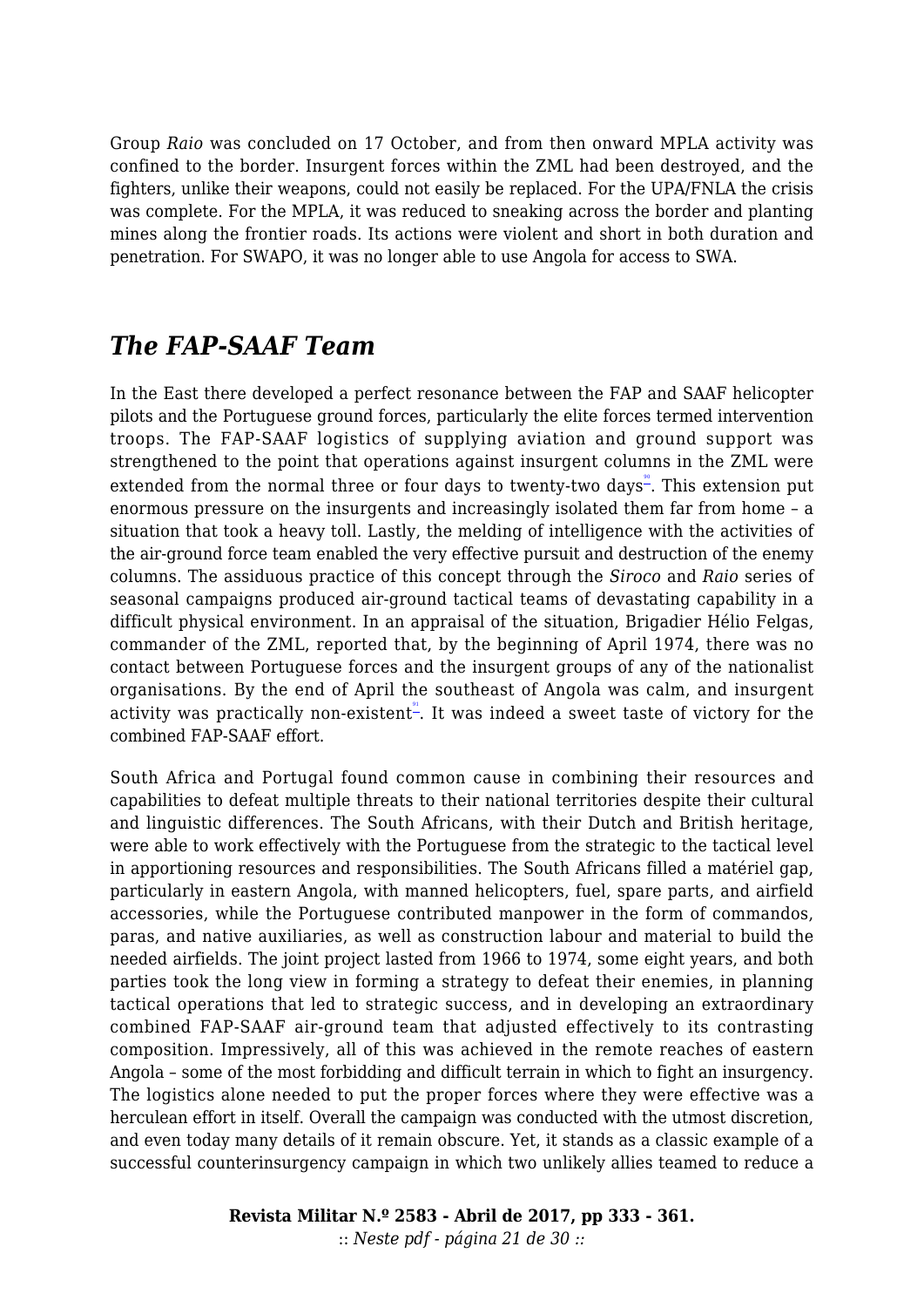Group *Raio* was concluded on 17 October, and from then onward MPLA activity was confined to the border. Insurgent forces within the ZML had been destroyed, and the fighters, unlike their weapons, could not easily be replaced. For the UPA/FNLA the crisis was complete. For the MPLA, it was reduced to sneaking across the border and planting mines along the frontier roads. Its actions were violent and short in both duration and penetration. For SWAPO, it was no longer able to use Angola for access to SWA.

## *The FAP-SAAF Team*

In the East there developed a perfect resonance between the FAP and SAAF helicopter pilots and the Portuguese ground forces, particularly the elite forces termed intervention troops. The FAP-SAAF logistics of supplying aviation and ground support was strengthened to the point that operations against insurgent columns in the ZML were extended from the normal three or four days to twenty-two days[90]. This extension put enormous pressure on the insurgents and increasingly isolated them far from home – a situation that took a heavy toll. Lastly, the melding of intelligence with the activities of the air-ground force team enabled the very effective pursuit and destruction of the enemy columns. The assiduous practice of this concept through the *Siroco* and *Raio* series of seasonal campaigns produced air-ground tactical teams of devastating capability in a difficult physical environment. In an appraisal of the situation, Brigadier Hélio Felgas, commander of the ZML, reported that, by the beginning of April 1974, there was no contact between Portuguese forces and the insurgent groups of any of the nationalist organisations. By the end of April the southeast of Angola was calm, and insurgent activity was practically non-existent[91]. It was indeed a sweet taste of victory for the combined FAP-SAAF effort.

South Africa and Portugal found common cause in combining their resources and capabilities to defeat multiple threats to their national territories despite their cultural and linguistic differences. The South Africans, with their Dutch and British heritage, were able to work effectively with the Portuguese from the strategic to the tactical level in apportioning resources and responsibilities. The South Africans filled a matériel gap, particularly in eastern Angola, with manned helicopters, fuel, spare parts, and airfield accessories, while the Portuguese contributed manpower in the form of commandos, paras, and native auxiliaries, as well as construction labour and material to build the needed airfields. The joint project lasted from 1966 to 1974, some eight years, and both parties took the long view in forming a strategy to defeat their enemies, in planning tactical operations that led to strategic success, and in developing an extraordinary combined FAP-SAAF air-ground team that adjusted effectively to its contrasting composition. Impressively, all of this was achieved in the remote reaches of eastern Angola – some of the most forbidding and difficult terrain in which to fight an insurgency. The logistics alone needed to put the proper forces where they were effective was a herculean effort in itself. Overall the campaign was conducted with the utmost discretion, and even today many details of it remain obscure. Yet, it stands as a classic example of a successful counterinsurgency campaign in which two unlikely allies teamed to reduce a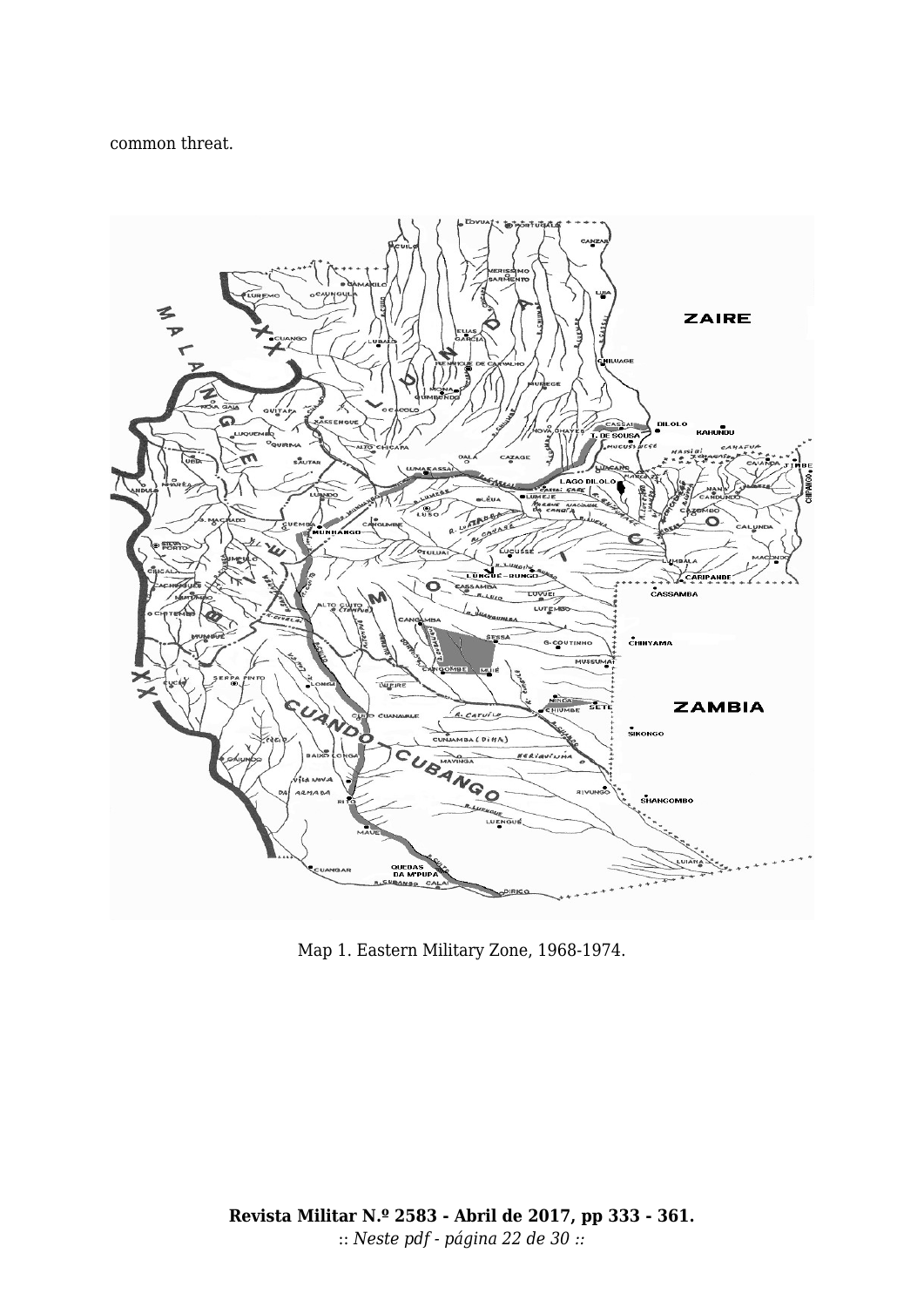common threat.

Map 1. Eastern Military Zone, 1968-1974.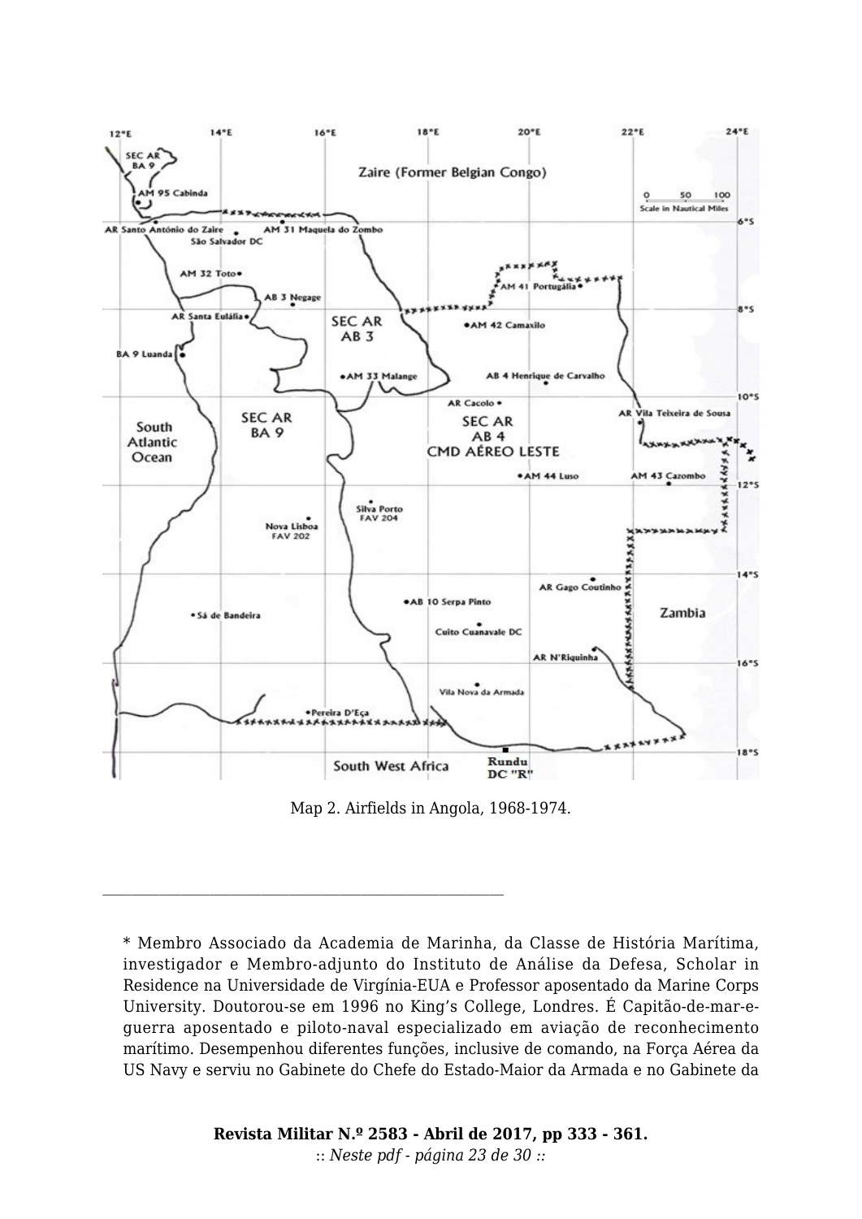Map 2. Airfields in Angola, 1968-1974.

---

* Membro Associado da Academia de Marinha, da Classe de História Marítima, investigador e Membro-adjunto do Instituto de Análise da Defesa, Scholar in Residence na Universidade de Virgínia-EUA e Professor aposentado da Marine Corps University. Doutorou-se em 1996 no King's College, Londres. É Capitão-de-mar-e-guerra aposentado e piloto-naval especializado em aviação de reconhecimento marítimo. Desempenhou diferentes funções, inclusive de comando, na Força Aérea da US Navy e serviu no Gabinete do Chefe do Estado-Maior da Armada e no Gabinete da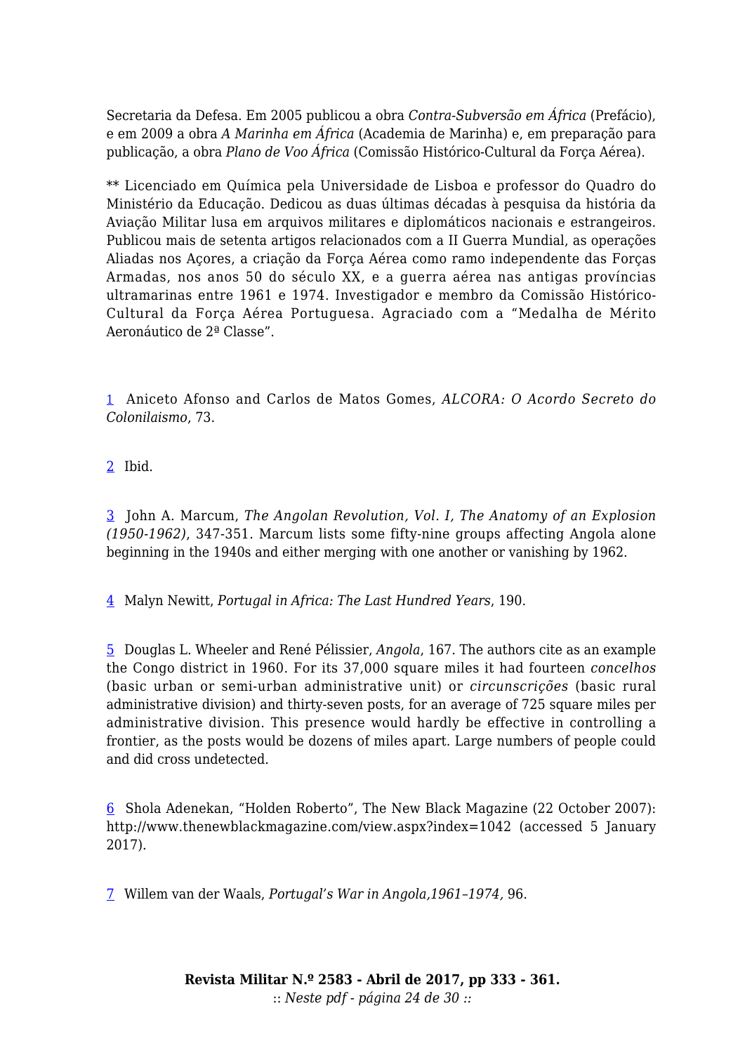Secretaria da Defesa. Em 2005 publicou a obra *Contra-Subversão em África* (Prefácio), e em 2009 a obra *A Marinha em África* (Academia de Marinha) e, em preparação para publicação, a obra *Plano de Voo África* (Comissão Histórico-Cultural da Força Aérea).

** Licenciado em Química pela Universidade de Lisboa e professor do Quadro do Ministério da Educação. Dedicou as duas últimas décadas à pesquisa da história da Aviação Militar lusa em arquivos militares e diplomáticos nacionais e estrangeiros. Publicou mais de setenta artigos relacionados com a II Guerra Mundial, as operações Aliadas nos Açores, a criação da Força Aérea como ramo independente das Forças Armadas, nos anos 50 do século XX, e a guerra aérea nas antigas províncias ultramarinas entre 1961 e 1974. Investigador e membro da Comissão Histórico-Cultural da Força Aérea Portuguesa. Agraciado com a "Medalha de Mérito Aeronáutico de 2ª Classe".

[1] Aniceto Afonso and Carlos de Matos Gomes, *ALCORA: O Acordo Secreto do Colonilaismo*, 73.

[2] Ibid.

[3] John A. Marcum, *The Angolan Revolution, Vol. I, The Anatomy of an Explosion (1950-1962)*, 347-351. Marcum lists some fifty-nine groups affecting Angola alone beginning in the 1940s and either merging with one another or vanishing by 1962.

[4] Malyn Newitt, *Portugal in Africa: The Last Hundred Years*, 190.

[5] Douglas L. Wheeler and René Pélissier, *Angola*, 167. The authors cite as an example the Congo district in 1960. For its 37,000 square miles it had fourteen *concelhos* (basic urban or semi-urban administrative unit) or *circunscrições* (basic rural administrative division) and thirty-seven posts, for an average of 725 square miles per administrative division. This presence would hardly be effective in controlling a frontier, as the posts would be dozens of miles apart. Large numbers of people could and did cross undetected.

[6] Shola Adenekan, "Holden Roberto", The New Black Magazine (22 October 2007): http://www.thenewblackmagazine.com/view.aspx?index=1042 (accessed 5 January 2017).

[7] Willem van der Waals, *Portugal's War in Angola,1961–1974,* 96.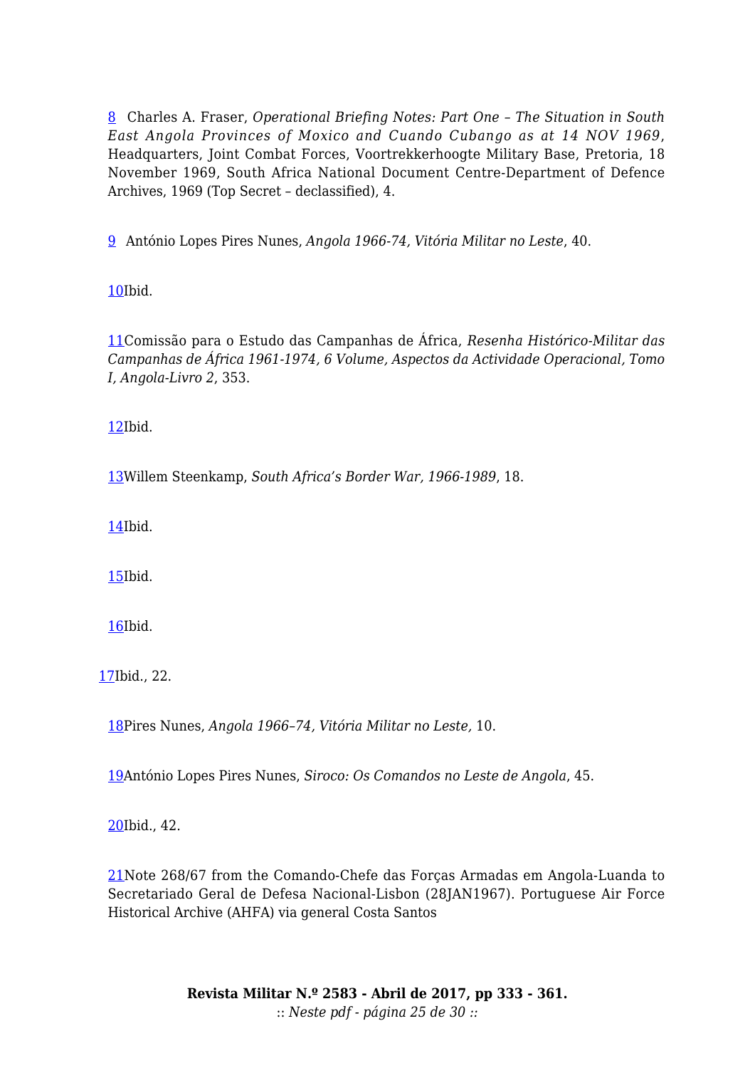[8] Charles A. Fraser, *Operational Briefing Notes: Part One – The Situation in South East Angola Provinces of Moxico and Cuando Cubango as at 14 NOV 1969*, Headquarters, Joint Combat Forces, Voortrekkerhoogte Military Base, Pretoria, 18 November 1969, South Africa National Document Centre-Department of Defence Archives, 1969 (Top Secret – declassified), 4.

[9] António Lopes Pires Nunes, *Angola 1966-74, Vitória Militar no Leste*, 40.

[10]Ibid.

[11]Comissão para o Estudo das Campanhas de África, *Resenha Histórico-Militar das Campanhas de África 1961-1974, 6 Volume, Aspectos da Actividade Operacional, Tomo I, Angola-Livro 2*, 353.

[12]Ibid.

[13]Willem Steenkamp, *South Africa's Border War, 1966-1989*, 18.

[14]Ibid.

[15]Ibid.

[16]Ibid.

[17]Ibid., 22.

[18]Pires Nunes, *Angola 1966–74, Vitória Militar no Leste,* 10.

[19]António Lopes Pires Nunes, *Siroco: Os Comandos no Leste de Angola*, 45.

[20]Ibid., 42.

[21]Note 268/67 from the Comando-Chefe das Forças Armadas em Angola-Luanda to Secretariado Geral de Defesa Nacional-Lisbon (28JAN1967). Portuguese Air Force Historical Archive (AHFA) via general Costa Santos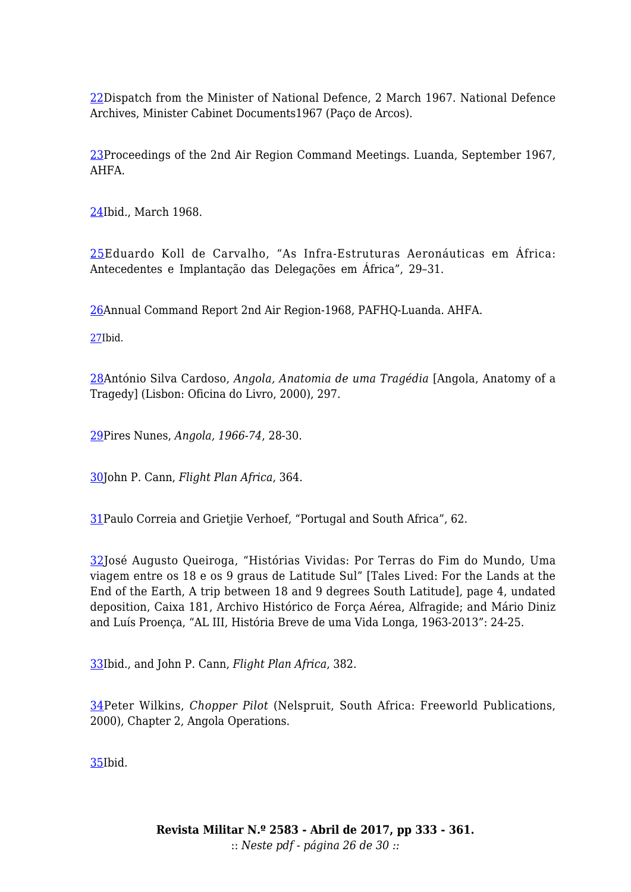[22]Dispatch from the Minister of National Defence, 2 March 1967. National Defence Archives, Minister Cabinet Documents1967 (Paço de Arcos).

[23]Proceedings of the 2nd Air Region Command Meetings. Luanda, September 1967, AHFA.

[24]Ibid., March 1968.

[25]Eduardo Koll de Carvalho, “As Infra-Estruturas Aeronáuticas em África: Antecedentes e Implantação das Delegações em África”, 29–31.

[26]Annual Command Report 2nd Air Region-1968, PAFHQ-Luanda. AHFA.

[27]Ibid.

[28]António Silva Cardoso, *Angola, Anatomia de uma Tragédia* [Angola, Anatomy of a Tragedy] (Lisbon: Oficina do Livro, 2000), 297.

[29]Pires Nunes, *Angola, 1966-74*, 28-30.

[30]John P. Cann, *Flight Plan Africa*, 364.

[31]Paulo Correia and Grietjie Verhoef, “Portugal and South Africa”, 62.

[32]José Augusto Queiroga, “Histórias Vividas: Por Terras do Fim do Mundo, Uma viagem entre os 18 e os 9 graus de Latitude Sul” [Tales Lived: For the Lands at the End of the Earth, A trip between 18 and 9 degrees South Latitude], page 4, undated deposition, Caixa 181, Archivo Histórico de Força Aérea, Alfragide; and Mário Diniz and Luís Proença, “AL III, História Breve de uma Vida Longa, 1963-2013”: 24-25.

[33]Ibid., and John P. Cann, *Flight Plan Africa*, 382.

[34]Peter Wilkins, *Chopper Pilot* (Nelspruit, South Africa: Freeworld Publications, 2000), Chapter 2, Angola Operations.

[35]Ibid.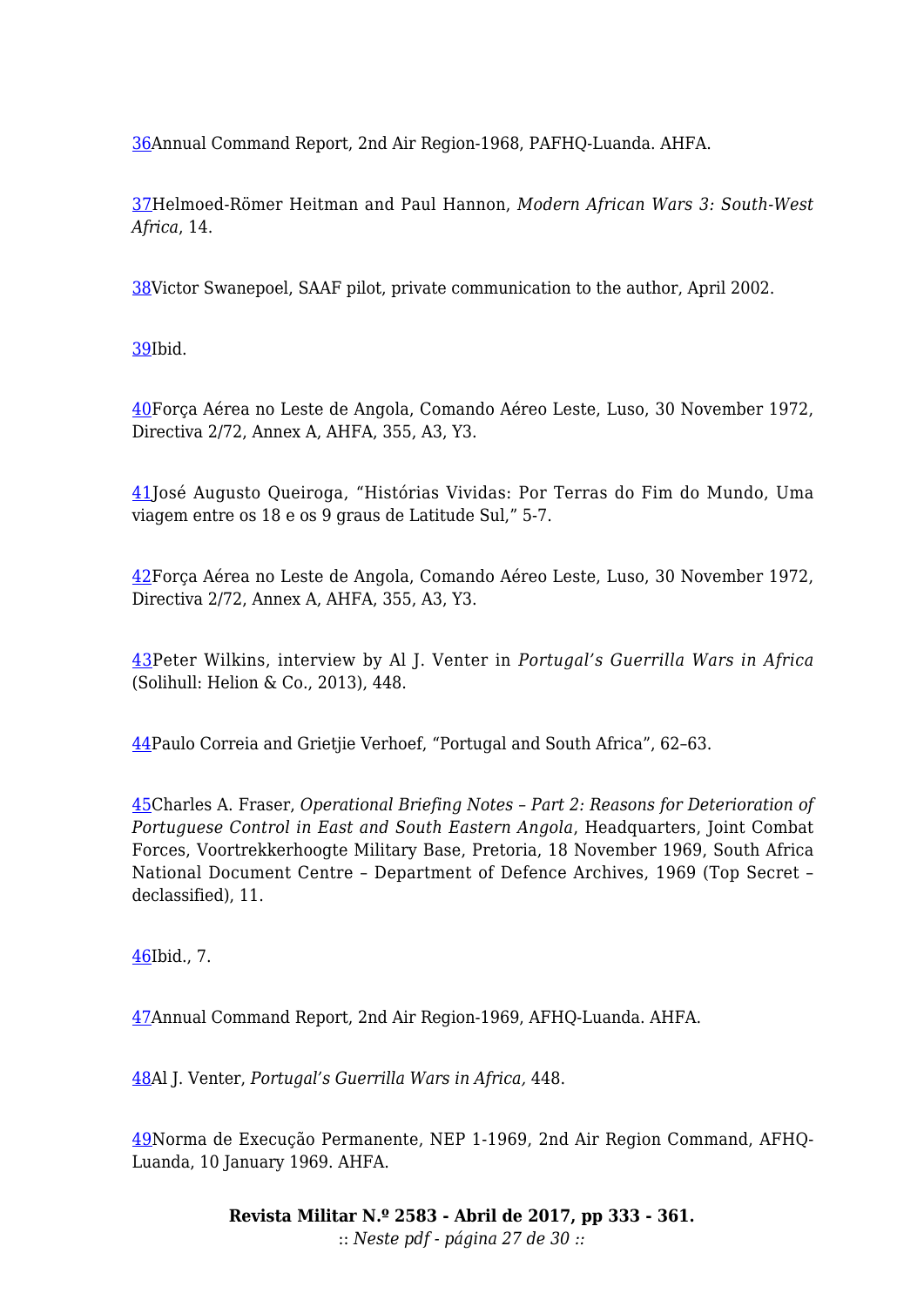36Annual Command Report, 2nd Air Region-1968, PAFHQ-Luanda. AHFA.

37Helmoed-Römer Heitman and Paul Hannon, *Modern African Wars 3: South-West Africa*, 14.

38Victor Swanepoel, SAAF pilot, private communication to the author, April 2002.

39Ibid.

40Força Aérea no Leste de Angola, Comando Aéreo Leste, Luso, 30 November 1972, Directiva 2/72, Annex A, AHFA, 355, A3, Y3.

41José Augusto Queiroga, "Histórias Vividas: Por Terras do Fim do Mundo, Uma viagem entre os 18 e os 9 graus de Latitude Sul," 5-7.

42Força Aérea no Leste de Angola, Comando Aéreo Leste, Luso, 30 November 1972, Directiva 2/72, Annex A, AHFA, 355, A3, Y3.

43Peter Wilkins, interview by Al J. Venter in *Portugal's Guerrilla Wars in Africa* (Solihull: Helion & Co., 2013), 448.

44Paulo Correia and Grietjie Verhoef, "Portugal and South Africa", 62–63.

45Charles A. Fraser, *Operational Briefing Notes – Part 2: Reasons for Deterioration of Portuguese Control in East and South Eastern Angola*, Headquarters, Joint Combat Forces, Voortrekkerhoogte Military Base, Pretoria, 18 November 1969, South Africa National Document Centre – Department of Defence Archives, 1969 (Top Secret – declassified), 11.

46Ibid., 7.

47Annual Command Report, 2nd Air Region-1969, AFHQ-Luanda. AHFA.

48Al J. Venter, *Portugal's Guerrilla Wars in Africa,* 448.

49Norma de Execução Permanente, NEP 1-1969, 2nd Air Region Command, AFHQ-Luanda, 10 January 1969. AHFA.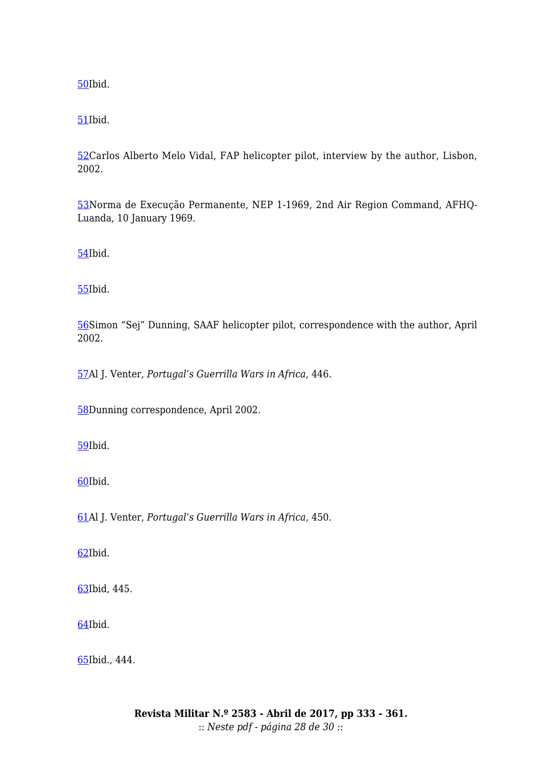[50]Ibid.

[51]Ibid.

[52]Carlos Alberto Melo Vidal, FAP helicopter pilot, interview by the author, Lisbon, 2002.

[53]Norma de Execução Permanente, NEP 1-1969, 2nd Air Region Command, AFHQ-Luanda, 10 January 1969.

[54]Ibid.

[55]Ibid.

[56]Simon "Sej" Dunning, SAAF helicopter pilot, correspondence with the author, April 2002.

[57]Al J. Venter, *Portugal's Guerrilla Wars in Africa,* 446.

[58]Dunning correspondence, April 2002.

[59]Ibid.

[60]Ibid.

[61]Al J. Venter, *Portugal's Guerrilla Wars in Africa,* 450.

[62]Ibid.

[63]Ibid, 445.

[64]Ibid.

[65]Ibid., 444.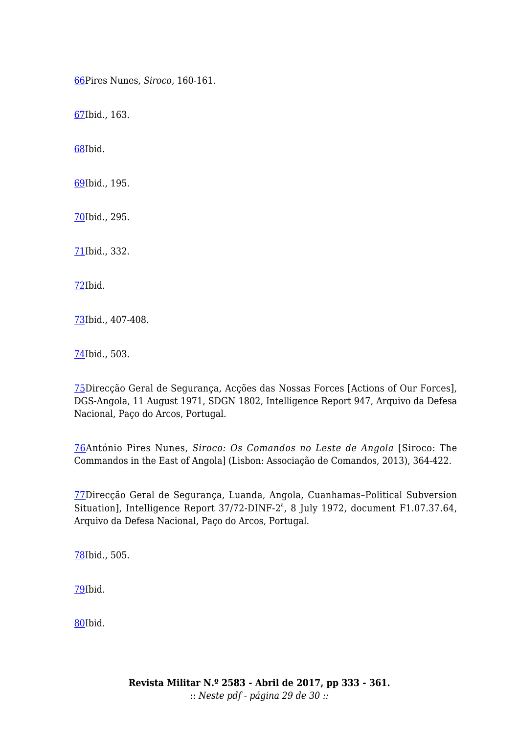66Pires Nunes, *Siroco,* 160-161.

67Ibid., 163.

68Ibid.

69Ibid., 195.

70Ibid., 295.

71Ibid., 332.

72Ibid.

73Ibid., 407-408.

74Ibid., 503.

75Direcção Geral de Segurança, Acções das Nossas Forces [Actions of Our Forces], DGS-Angola, 11 August 1971, SDGN 1802, Intelligence Report 947, Arquivo da Defesa Nacional, Paço do Arcos, Portugal.

76António Pires Nunes, *Siroco: Os Comandos no Leste de Angola* [Siroco: The Commandos in the East of Angola] (Lisbon: Associação de Comandos, 2013), 364-422.

77Direcção Geral de Segurança, Luanda, Angola, Cuanhamas–Political Subversion Situation], Intelligence Report 37/72-DINF-2ª, 8 July 1972, document F1.07.37.64, Arquivo da Defesa Nacional, Paço do Arcos, Portugal.

78Ibid., 505.

79Ibid.

80Ibid.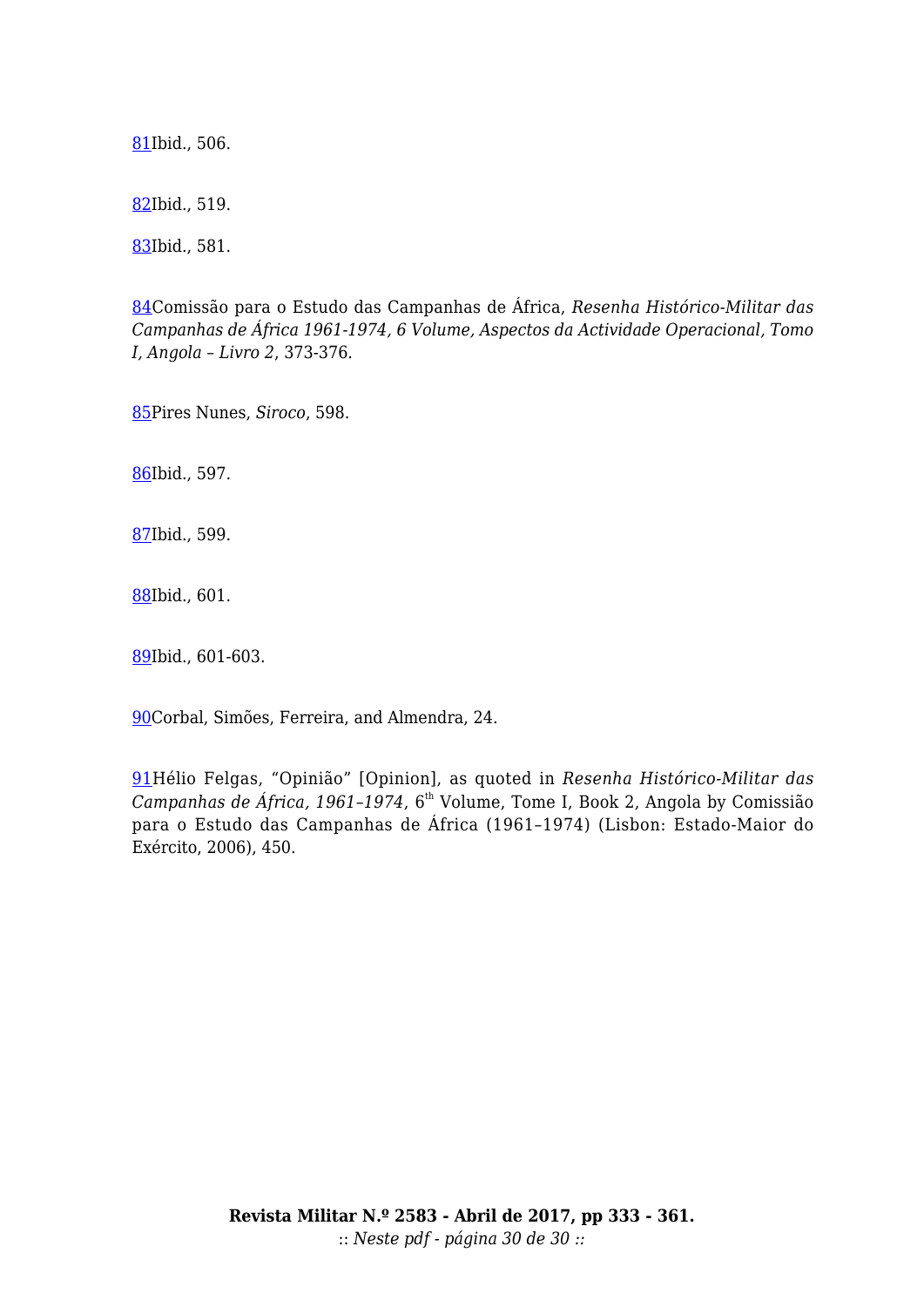[81]Ibid., 506.

[82]Ibid., 519.

[83]Ibid., 581.

[84]Comissão para o Estudo das Campanhas de África, *Resenha Histórico-Militar das Campanhas de África 1961-1974, 6 Volume, Aspectos da Actividade Operacional, Tomo I, Angola – Livro 2*, 373-376.

[85]Pires Nunes, *Siroco*, 598.

[86]Ibid., 597.

[87]Ibid., 599.

[88]Ibid., 601.

[89]Ibid., 601-603.

[90]Corbal, Simões, Ferreira, and Almendra, 24.

[91]Hélio Felgas, "Opinião" [Opinion], as quoted in *Resenha Histórico-Militar das Campanhas de África, 1961–1974*, 6th Volume, Tome I, Book 2, Angola by Comissão para o Estudo das Campanhas de África (1961–1974) (Lisbon: Estado-Maior do Exército, 2006), 450.